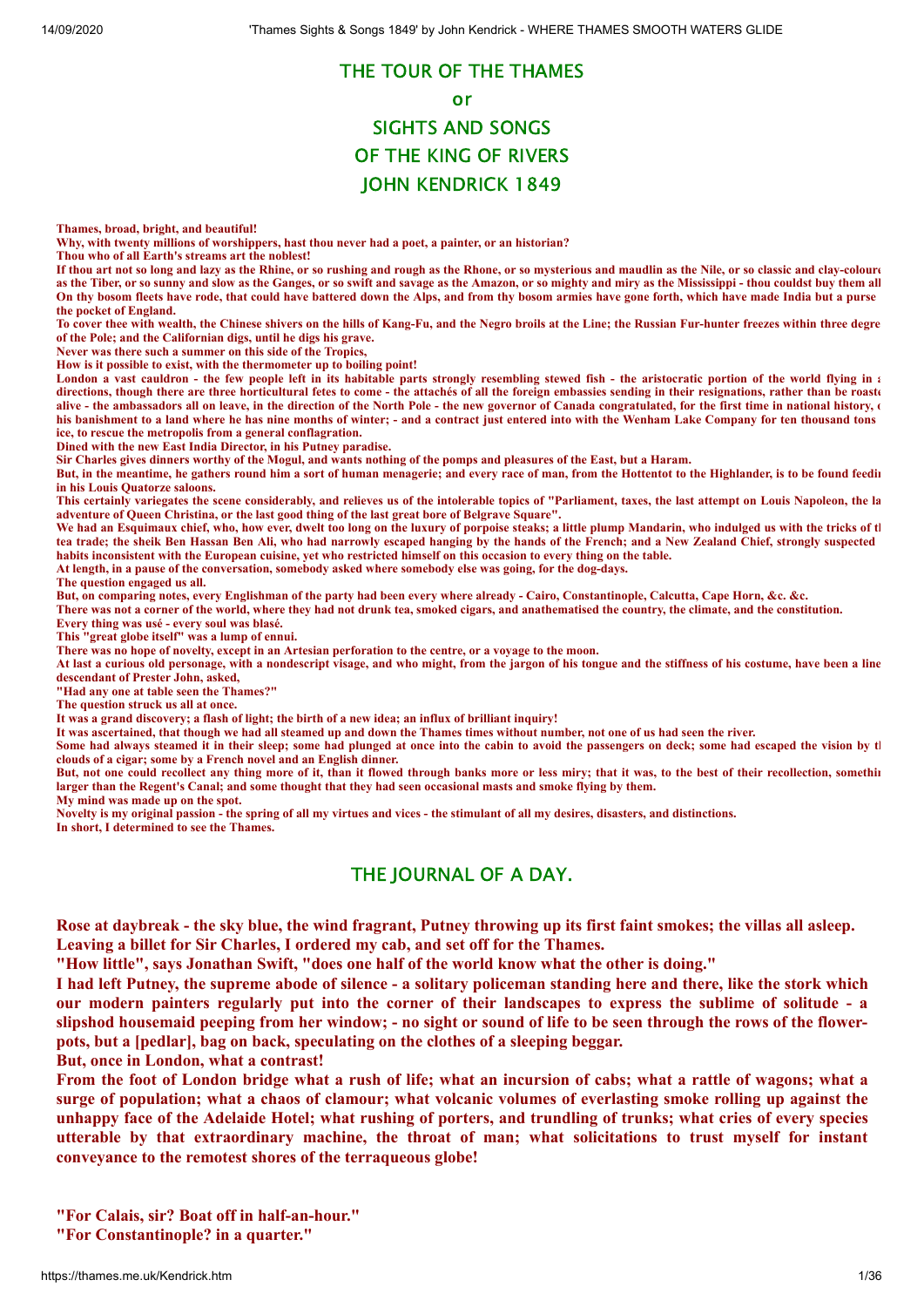# THE TOUR OF THE THAMES

# or

# SIGHTS AND SONGS

# OF THE KING OF RIVERS

# JOHN KENDRICK 1849

**Thames, broad, bright, and beautiful!**
**Why, with twenty millions of worshippers, hast thou never had a poet, a painter, or an historian?**
**Thou who of all Earth's streams art the noblest!**
**If thou art not so long and lazy as the Rhine, or so rushing and rough as the Rhone, or so mysterious and maudlin as the Nile, or so classic and clay-colour as the Tiber, or so sunny and slow as the Ganges, or so swift and savage as the Amazon, or so mighty and miry as the Mississippi - thou couldst buy them all On thy bosom fleets have rode, that could have battered down the Alps, and from thy bosom armies have gone forth, which have made India but a purse the pocket of England.**
**To cover thee with wealth, the Chinese shivers on the hills of Kang-Fu, and the Negro broils at the Line; the Russian Fur-hunter freezes within three degre of the Pole; and the Californian digs, until he digs his grave.**
**Never was there such a summer on this side of the Tropics,**
**How is it possible to exist, with the thermometer up to boiling point!**
**London a vast cauldron - the few people left in its habitable parts strongly resembling stewed fish - the aristocratic portion of the world flying in directions, though there are three horticultural fetes to come - the attachés of all the foreign embassies sending in their resignations, rather than be roast alive - the ambassadors all on leave, in the direction of the North Pole - the new governor of Canada congratulated, for the first time in national history, his banishment to a land where he has nine months of winter; - and a contract just entered into with the Wenham Lake Company for ten thousand tons ice, to rescue the metropolis from a general conflagration.**
**Dined with the new East India Director, in his Putney paradise.**
**Sir Charles gives dinners worthy of the Mogul, and wants nothing of the pomps and pleasures of the East, but a Haram.**
**But, in the meantime, he gathers round him a sort of human menagerie; and every race of man, from the Hottentot to the Highlander, is to be found feedi in his Louis Quatorze saloons.**
**This certainly variegates the scene considerably, and relieves us of the intolerable topics of "Parliament, taxes, the last attempt on Louis Napoleon, the la adventure of Queen Christina, or the last good thing of the last great bore of Belgrave Square".**
**We had an Esquimaux chief, who, how ever, dwelt too long on the luxury of porpoise steaks; a little plump Mandarin, who indulged us with the tricks of t tea trade; the sheik Ben Hassan Ben Ali, who had narrowly escaped hanging by the hands of the French; and a New Zealand Chief, strongly suspected habits inconsistent with the European cuisine, yet who restricted himself on this occasion to every thing on the table.**
**At length, in a pause of the conversation, somebody asked where somebody else was going, for the dog-days.**
**The question engaged us all.**
**But, on comparing notes, every Englishman of the party had been every where already - Cairo, Constantinople, Calcutta, Cape Horn, &c. &c.**
**There was not a corner of the world, where they had not drunk tea, smoked cigars, and anathematised the country, the climate, and the constitution.**
**Every thing was usé - every soul was blasé.**
**This "great globe itself" was a lump of ennui.**
**There was no hope of novelty, except in an Artesian perforation to the centre, or a voyage to the moon.**
**At last a curious old personage, with a nondescript visage, and who might, from the jargon of his tongue and the stiffness of his costume, have been a line descendant of Prester John, asked,**
**"Had any one at table seen the Thames?"**
**The question struck us all at once.**
**It was a grand discovery; a flash of light; the birth of a new idea; an influx of brilliant inquiry!**
**It was ascertained, that though we had all steamed up and down the Thames times without number, not one of us had seen the river.**
**Some had always steamed it in their sleep; some had plunged at once into the cabin to avoid the passengers on deck; some had escaped the vision by t clouds of a cigar; some by a French novel and an English dinner.**
**But, not one could recollect any thing more of it, than it flowed through banks more or less miry; that it was, to the best of their recollection, somethi larger than the Regent's Canal; and some thought that they had seen occasional masts and smoke flying by them.**
**My mind was made up on the spot.**
**Novelty is my original passion - the spring of all my virtues and vices - the stimulant of all my desires, disasters, and distinctions.**
**In short, I determined to see the Thames.**

## THE JOURNAL OF A DAY.

**Rose at daybreak - the sky blue, the wind fragrant, Putney throwing up its first faint smokes; the villas all asleep. Leaving a billet for Sir Charles, I ordered my cab, and set off for the Thames.**
**"How little", says Jonathan Swift, "does one half of the world know what the other is doing."**
**I had left Putney, the supreme abode of silence - a solitary policeman standing here and there, like the stork which our modern painters regularly put into the corner of their landscapes to express the sublime of solitude - a slipshod housemaid peeping from her window; - no sight or sound of life to be seen through the rows of the flower-pots, but a [pedlar], bag on back, speculating on the clothes of a sleeping beggar.**
**But, once in London, what a contrast!**
**From the foot of London bridge what a rush of life; what an incursion of cabs; what a rattle of wagons; what a surge of population; what a chaos of clamour; what volcanic volumes of everlasting smoke rolling up against the unhappy face of the Adelaide Hotel; what rushing of porters, and trundling of trunks; what cries of every species utterable by that extraordinary machine, the throat of man; what solicitations to trust myself for instant conveyance to the remotest shores of the terraqueous globe!**

**"For Calais, sir? Boat off in half-an-hour."**
**"For Constantinople? in a quarter."**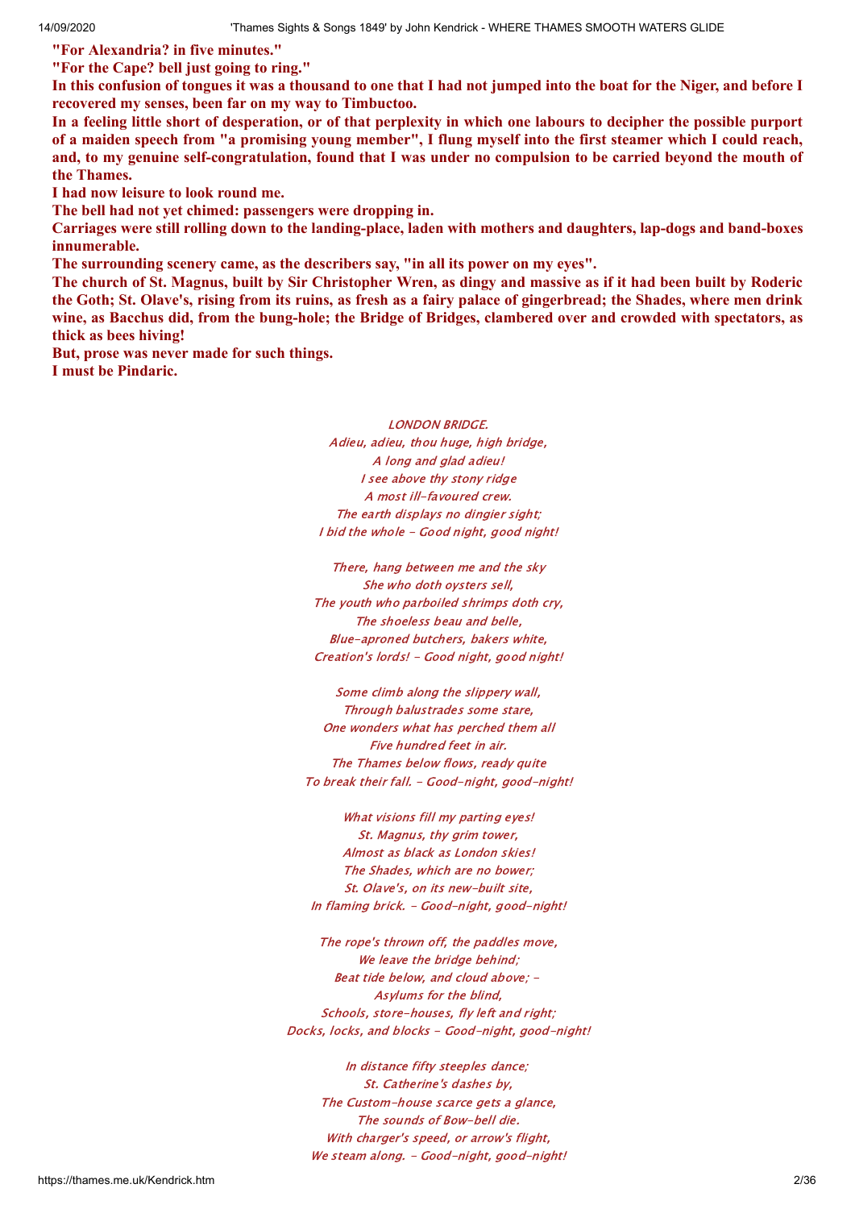**"For Alexandria? in five minutes."**

**"For the Cape? bell just going to ring."**

**In this confusion of tongues it was a thousand to one that I had not jumped into the boat for the Niger, and before I recovered my senses, been far on my way to Timbuctoo.**

**In a feeling little short of desperation, or of that perplexity in which one labours to decipher the possible purport of a maiden speech from "a promising young member", I flung myself into the first steamer which I could reach, and, to my genuine self-congratulation, found that I was under no compulsion to be carried beyond the mouth of the Thames.**

**I had now leisure to look round me.**

**The bell had not yet chimed: passengers were dropping in.**

**Carriages were still rolling down to the landing-place, laden with mothers and daughters, lap-dogs and band-boxes innumerable.**

**The surrounding scenery came, as the describers say, "in all its power on my eyes".**

**The church of St. Magnus, built by Sir Christopher Wren, as dingy and massive as if it had been built by Roderic the Goth; St. Olave's, rising from its ruins, as fresh as a fairy palace of gingerbread; the Shades, where men drink wine, as Bacchus did, from the bung-hole; the Bridge of Bridges, clambered over and crowded with spectators, as thick as bees hiving!**

**But, prose was never made for such things.**

**I must be Pindaric.**

*LONDON BRIDGE.*

*Adieu, adieu, thou huge, high bridge,*
*A long and glad adieu!*
*I see above thy stony ridge*
*A most ill-favoured crew.*
*The earth displays no dingier sight;*
*I bid the whole - Good night, good night!*

*There, hang between me and the sky*
*She who doth oysters sell,*
*The youth who parboiled shrimps doth cry,*
*The shoeless beau and belle,*
*Blue-aproned butchers, bakers white,*
*Creation's lords! - Good night, good night!*

*Some climb along the slippery wall,*
*Through balustrades some stare,*
*One wonders what has perched them all*
*Five hundred feet in air.*
*The Thames below flows, ready quite*
*To break their fall. - Good-night, good-night!*

*What visions fill my parting eyes!*
*St. Magnus, thy grim tower,*
*Almost as black as London skies!*
*The Shades, which are no bower;*
*St. Olave's, on its new-built site,*
*In flaming brick. - Good-night, good-night!*

*The rope's thrown off, the paddles move,*
*We leave the bridge behind;*
*Beat tide below, and cloud above; -*
*Asylums for the blind,*
*Schools, store-houses, fly left and right;*
*Docks, locks, and blocks - Good-night, good-night!*

*In distance fifty steeples dance;*
*St. Catherine's dashes by,*
*The Custom-house scarce gets a glance,*
*The sounds of Bow-bell die.*
*With charger's speed, or arrow's flight,*
*We steam along. - Good-night, good-night!*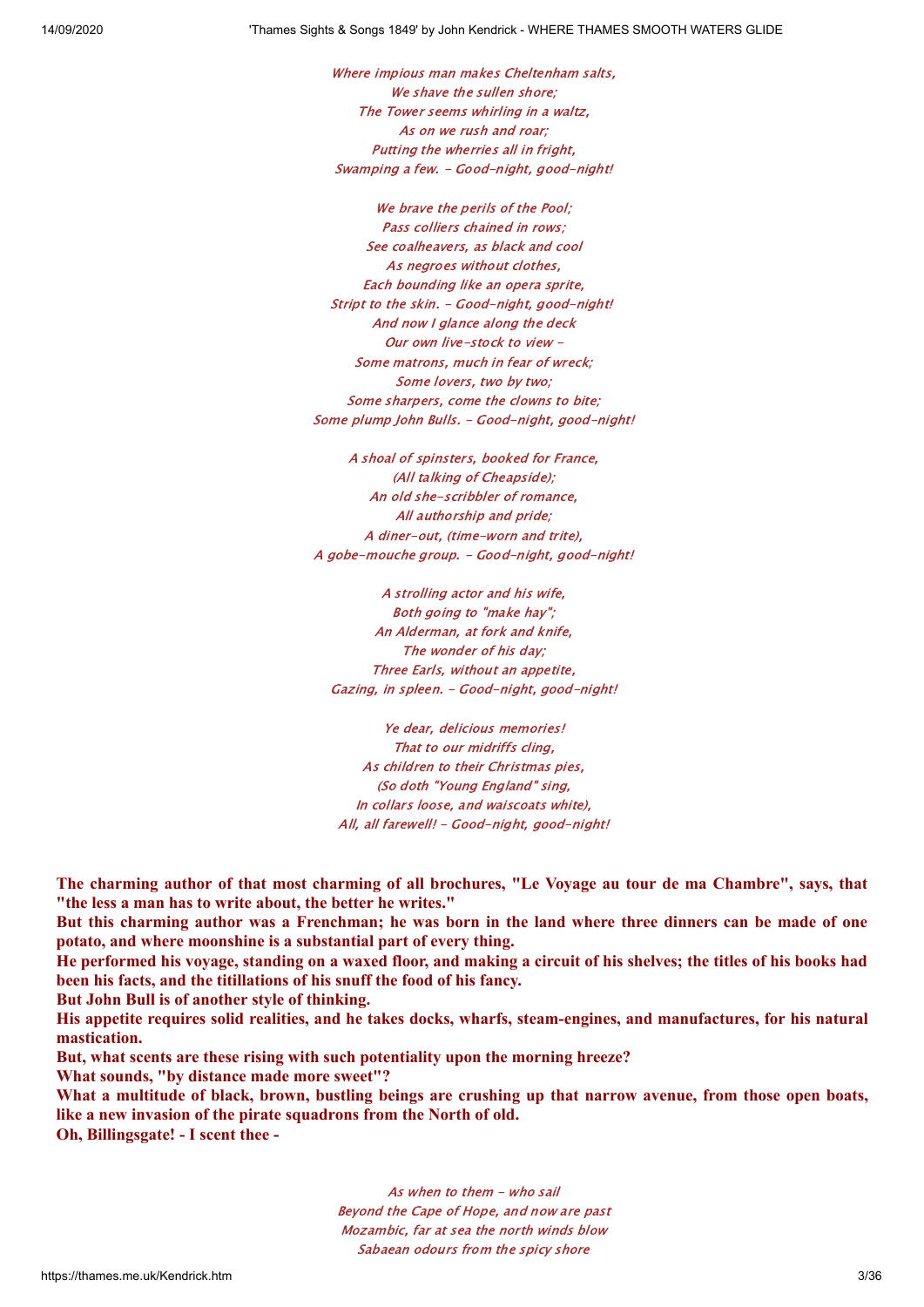*Where impious man makes Cheltenham salts,*
*We shave the sullen shore;*
*The Tower seems whirling in a waltz,*
*As on we rush and roar;*
*Putting the wherries all in fright,*
*Swamping a few. - Good-night, good-night!*

*We brave the perils of the Pool;*
*Pass colliers chained in rows;*
*See coalheavers, as black and cool*
*As negroes without clothes,*
*Each bounding like an opera sprite,*
*Stript to the skin. - Good-night, good-night!*
*And now I glance along the deck*
*Our own live-stock to view -*
*Some matrons, much in fear of wreck;*
*Some lovers, two by two;*
*Some sharpers, come the clowns to bite;*
*Some plump John Bulls. - Good-night, good-night!*

*A shoal of spinsters, booked for France,*
*(All talking of Cheapside);*
*An old she-scribbler of romance,*
*All authorship and pride;*
*A diner-out, (time-worn and trite),*
*A gobe-mouche group. - Good-night, good-night!*

*A strolling actor and his wife,*
*Both going to "make hay";*
*An Alderman, at fork and knife,*
*The wonder of his day;*
*Three Earls, without an appetite,*
*Gazing, in spleen. - Good-night, good-night!*

*Ye dear, delicious memories!*
*That to our midriffs cling,*
*As children to their Christmas pies,*
*(So doth "Young England" sing,*
*In collars loose, and waiscoats white),*
*All, all farewell! - Good-night, good-night!*

**The charming author of that most charming of all brochures, "Le Voyage au tour de ma Chambre", says, that "the less a man has to write about, the better he writes."**

**But this charming author was a Frenchman; he was born in the land where three dinners can be made of one potato, and where moonshine is a substantial part of every thing.**

**He performed his voyage, standing on a waxed floor, and making a circuit of his shelves; the titles of his books had been his facts, and the titillations of his snuff the food of his fancy.**

**But John Bull is of another style of thinking.**

**His appetite requires solid realities, and he takes docks, wharfs, steam-engines, and manufactures, for his natural mastication.**

**But, what scents are these rising with such potentiality upon the morning hreeze?**

**What sounds, "by distance made more sweet"?**

**What a multitude of black, brown, bustling beings are crushing up that narrow avenue, from those open boats, like a new invasion of the pirate squadrons from the North of old.**

**Oh, Billingsgate! - I scent thee -**

*As when to them - who sail*
*Beyond the Cape of Hope, and now are past*
*Mozambic, far at sea the north winds blow*
*Sabaean odours from the spicy shore*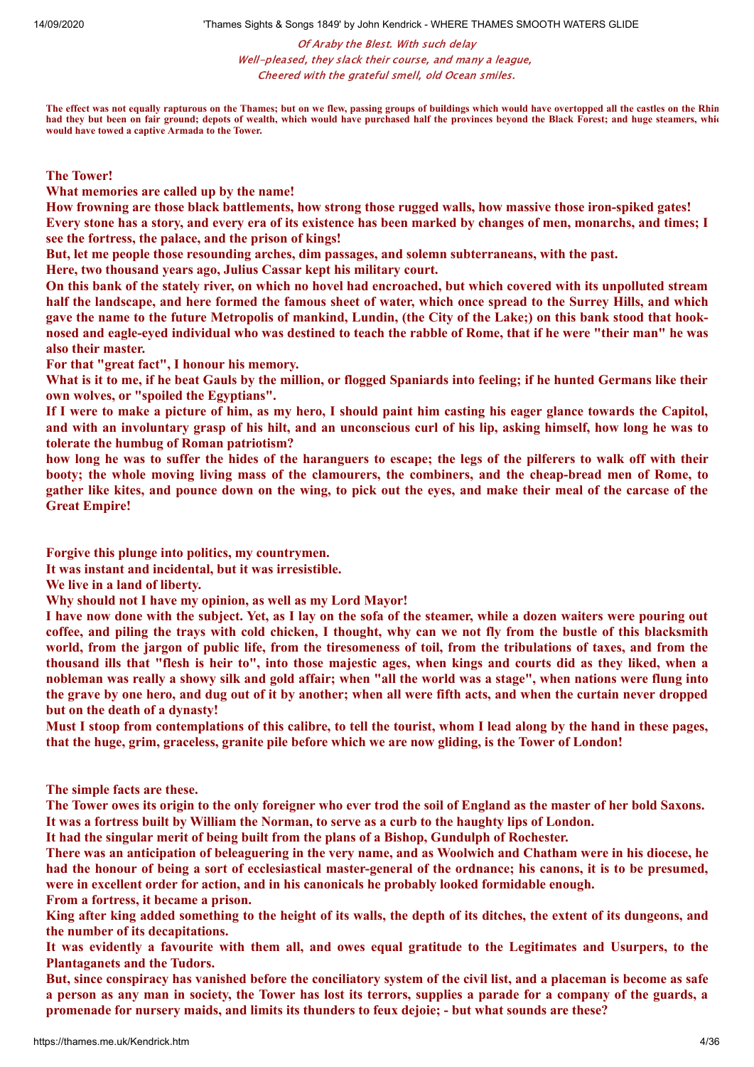*Of Araby the Blest. With such delay*
*Well-pleased, they slack their course, and many a league,*
*Cheered with the grateful smell, old Ocean smiles.*

**The effect was not equally rapturous on the Thames; but on we flew, passing groups of buildings which would have overtopped all the castles on the Rhin had they but been on fair ground; depots of wealth, which would have purchased half the provinces beyond the Black Forest; and huge steamers, whic would have towed a captive Armada to the Tower.**

**The Tower!**

**What memories are called up by the name!**

**How frowning are those black battlements, how strong those rugged walls, how massive those iron-spiked gates!**

**Every stone has a story, and every era of its existence has been marked by changes of men, monarchs, and times; I see the fortress, the palace, and the prison of kings!**

**But, let me people those resounding arches, dim passages, and solemn subterraneans, with the past.**

**Here, two thousand years ago, Julius Cassar kept his military court.**

**On this bank of the stately river, on which no hovel had encroached, but which covered with its unpolluted stream half the landscape, and here formed the famous sheet of water, which once spread to the Surrey Hills, and which gave the name to the future Metropolis of mankind, Lundin, (the City of the Lake;) on this bank stood that hook-nosed and eagle-eyed individual who was destined to teach the rabble of Rome, that if he were "their man" he was also their master.**

**For that "great fact", I honour his memory.**

**What is it to me, if he beat Gauls by the million, or flogged Spaniards into feeling; if he hunted Germans like their own wolves, or "spoiled the Egyptians".**

**If I were to make a picture of him, as my hero, I should paint him casting his eager glance towards the Capitol, and with an involuntary grasp of his hilt, and an unconscious curl of his lip, asking himself, how long he was to tolerate the humbug of Roman patriotism?**

**how long he was to suffer the hides of the haranguers to escape; the legs of the pilferers to walk off with their booty; the whole moving living mass of the clamourers, the combiners, and the cheap-bread men of Rome, to gather like kites, and pounce down on the wing, to pick out the eyes, and make their meal of the carcase of the Great Empire!**

**Forgive this plunge into politics, my countrymen.**

**It was instant and incidental, but it was irresistible.**

**We live in a land of liberty.**

**Why should not I have my opinion, as well as my Lord Mayor!**

**I have now done with the subject. Yet, as I lay on the sofa of the steamer, while a dozen waiters were pouring out coffee, and piling the trays with cold chicken, I thought, why can we not fly from the bustle of this blacksmith world, from the jargon of public life, from the tiresomeness of toil, from the tribulations of taxes, and from the thousand ills that "flesh is heir to", into those majestic ages, when kings and courts did as they liked, when a nobleman was really a showy silk and gold affair; when "all the world was a stage", when nations were flung into the grave by one hero, and dug out of it by another; when all were fifth acts, and when the curtain never dropped but on the death of a dynasty!**

**Must I stoop from contemplations of this calibre, to tell the tourist, whom I lead along by the hand in these pages, that the huge, grim, graceless, granite pile before which we are now gliding, is the Tower of London!**

**The simple facts are these.**

**The Tower owes its origin to the only foreigner who ever trod the soil of England as the master of her bold Saxons.**

**It was a fortress built by William the Norman, to serve as a curb to the haughty lips of London.**

**It had the singular merit of being built from the plans of a Bishop, Gundulph of Rochester.**

**There was an anticipation of beleaguering in the very name, and as Woolwich and Chatham were in his diocese, he had the honour of being a sort of ecclesiastical master-general of the ordnance; his canons, it is to be presumed, were in excellent order for action, and in his canonicals he probably looked formidable enough.**

**From a fortress, it became a prison.**

**King after king added something to the height of its walls, the depth of its ditches, the extent of its dungeons, and the number of its decapitations.**

**It was evidently a favourite with them all, and owes equal gratitude to the Legitimates and Usurpers, to the Plantaganets and the Tudors.**

**But, since conspiracy has vanished before the conciliatory system of the civil list, and a placeman is become as safe a person as any man in society, the Tower has lost its terrors, supplies a parade for a company of the guards, a promenade for nursery maids, and limits its thunders to feux dejoie; - but what sounds are these?**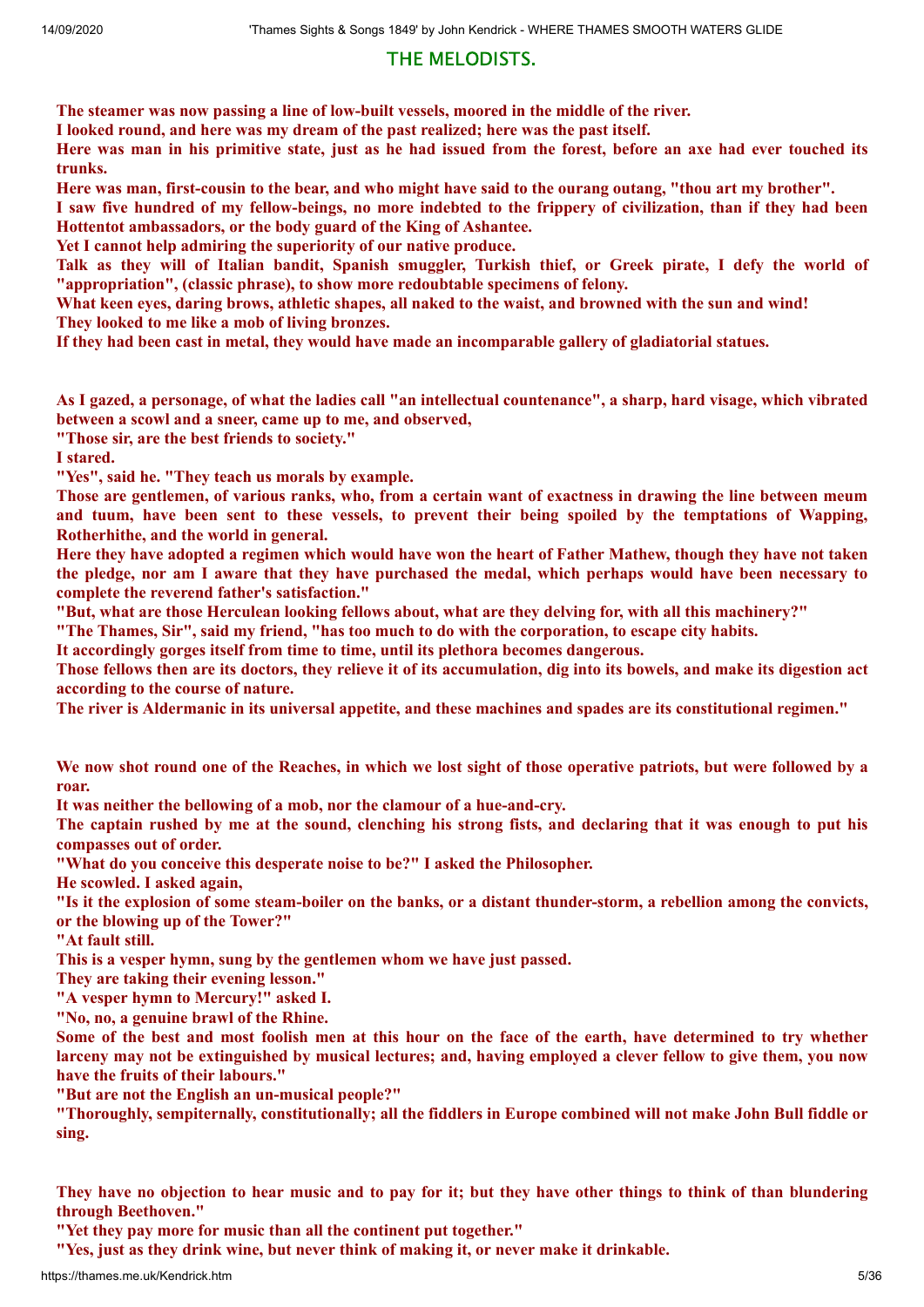## THE MELODISTS.

**The steamer was now passing a line of low-built vessels, moored in the middle of the river.**
**I looked round, and here was my dream of the past realized; here was the past itself.**
**Here was man in his primitive state, just as he had issued from the forest, before an axe had ever touched its trunks.**
**Here was man, first-cousin to the bear, and who might have said to the ourang outang, "thou art my brother".**
**I saw five hundred of my fellow-beings, no more indebted to the frippery of civilization, than if they had been Hottentot ambassadors, or the body guard of the King of Ashantee.**
**Yet I cannot help admiring the superiority of our native produce.**
**Talk as they will of Italian bandit, Spanish smuggler, Turkish thief, or Greek pirate, I defy the world of "appropriation", (classic phrase), to show more redoubtable specimens of felony.**
**What keen eyes, daring brows, athletic shapes, all naked to the waist, and browned with the sun and wind!**
**They looked to me like a mob of living bronzes.**
**If they had been cast in metal, they would have made an incomparable gallery of gladiatorial statues.**

**As I gazed, a personage, of what the ladies call "an intellectual countenance", a sharp, hard visage, which vibrated between a scowl and a sneer, came up to me, and observed,**
**"Those sir, are the best friends to society."**
**I stared.**
**"Yes", said he. "They teach us morals by example.**
**Those are gentlemen, of various ranks, who, from a certain want of exactness in drawing the line between meum and tuum, have been sent to these vessels, to prevent their being spoiled by the temptations of Wapping, Rotherhithe, and the world in general.**
**Here they have adopted a regimen which would have won the heart of Father Mathew, though they have not taken the pledge, nor am I aware that they have purchased the medal, which perhaps would have been necessary to complete the reverend father's satisfaction."**
**"But, what are those Herculean looking fellows about, what are they delving for, with all this machinery?"**
**"The Thames, Sir", said my friend, "has too much to do with the corporation, to escape city habits.**
**It accordingly gorges itself from time to time, until its plethora becomes dangerous.**
**Those fellows then are its doctors, they relieve it of its accumulation, dig into its bowels, and make its digestion act according to the course of nature.**
**The river is Aldermanic in its universal appetite, and these machines and spades are its constitutional regimen."**

**We now shot round one of the Reaches, in which we lost sight of those operative patriots, but were followed by a roar.**
**It was neither the bellowing of a mob, nor the clamour of a hue-and-cry.**
**The captain rushed by me at the sound, clenching his strong fists, and declaring that it was enough to put his compasses out of order.**
**"What do you conceive this desperate noise to be?" I asked the Philosopher.**
**He scowled. I asked again,**
**"Is it the explosion of some steam-boiler on the banks, or a distant thunder-storm, a rebellion among the convicts, or the blowing up of the Tower?"**
**"At fault still.**
**This is a vesper hymn, sung by the gentlemen whom we have just passed.**
**They are taking their evening lesson."**
**"A vesper hymn to Mercury!" asked I.**
**"No, no, a genuine brawl of the Rhine.**
**Some of the best and most foolish men at this hour on the face of the earth, have determined to try whether larceny may not be extinguished by musical lectures; and, having employed a clever fellow to give them, you now have the fruits of their labours."**
**"But are not the English an un-musical people?"**
**"Thoroughly, sempiternally, constitutionally; all the fiddlers in Europe combined will not make John Bull fiddle or sing.**

**They have no objection to hear music and to pay for it; but they have other things to think of than blundering through Beethoven."**
**"Yet they pay more for music than all the continent put together."**
**"Yes, just as they drink wine, but never think of making it, or never make it drinkable.**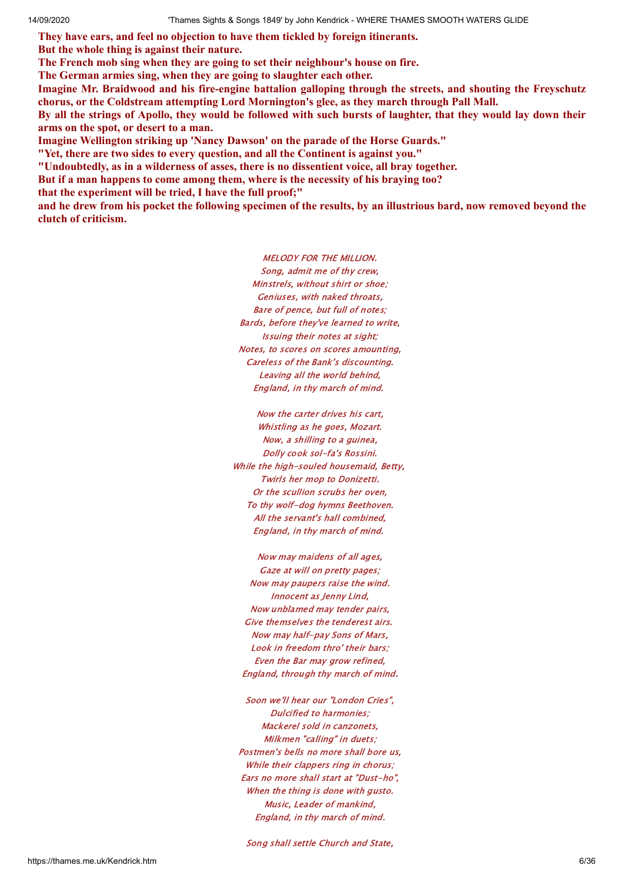**They have ears, and feel no objection to have them tickled by foreign itinerants.**
**But the whole thing is against their nature.**
**The French mob sing when they are going to set their neighbour's house on fire.**
**The German armies sing, when they are going to slaughter each other.**
**Imagine Mr. Braidwood and his fire-engine battalion galloping through the streets, and shouting the Freyschutz chorus, or the Coldstream attempting Lord Mornington's glee, as they march through Pall Mall.**
**By all the strings of Apollo, they would be followed with such bursts of laughter, that they would lay down their arms on the spot, or desert to a man.**
**Imagine Wellington striking up 'Nancy Dawson' on the parade of the Horse Guards."**
**"Yet, there are two sides to every question, and all the Continent is against you."**
**"Undoubtedly, as in a wilderness of asses, there is no dissentient voice, all bray together.**
**But if a man happens to come among them, where is the necessity of his braying too?**
**that the experiment will be tried, I have the full proof;"**
**and he drew from his pocket the following specimen of the results, by an illustrious bard, now removed beyond the clutch of criticism.**

*MELODY FOR THE MILLION.*
*Song, admit me of thy crew,*
*Minstrels, without shirt or shoe;*
*Geniuses, with naked throats,*
*Bare of pence, but full of notes;*
*Bards, before they've learned to write,*
*Issuing their notes at sight;*
*Notes, to scores on scores amounting,*
*Careless of the Bank's discounting.*
*Leaving all the world behind,*
*England, in thy march of mind.*

*Now the carter drives his cart,*
*Whistling as he goes, Mozart.*
*Now, a shilling to a guinea,*
*Dolly cook sol-fa's Rossini.*
*While the high-souled housemaid, Betty,*
*Twirls her mop to Donizetti.*
*Or the scullion scrubs her oven,*
*To thy wolf-dog hymns Beethoven.*
*All the servant's hall combined,*
*England, in thy march of mind.*

*Now may maidens of all ages,*
*Gaze at will on pretty pages;*
*Now may paupers raise the wind.*
*Innocent as Jenny Lind,*
*Now unblamed may tender pairs,*
*Give themselves the tenderest airs.*
*Now may half-pay Sons of Mars,*
*Look in freedom thro' their bars;*
*Even the Bar may grow refined,*
*England, through thy march of mind.*

*Soon we'll hear our "London Cries",*
*Dulcified to harmonies;*
*Mackerel sold in canzonets,*
*Milkmen "calling" in duets;*
*Postmen's bells no more shall bore us,*
*While their clappers ring in chorus;*
*Ears no more shall start at "Dust-ho",*
*When the thing is done with gusto.*
*Music, Leader of mankind,*
*England, in thy march of mind.*

*Song shall settle Church and State,*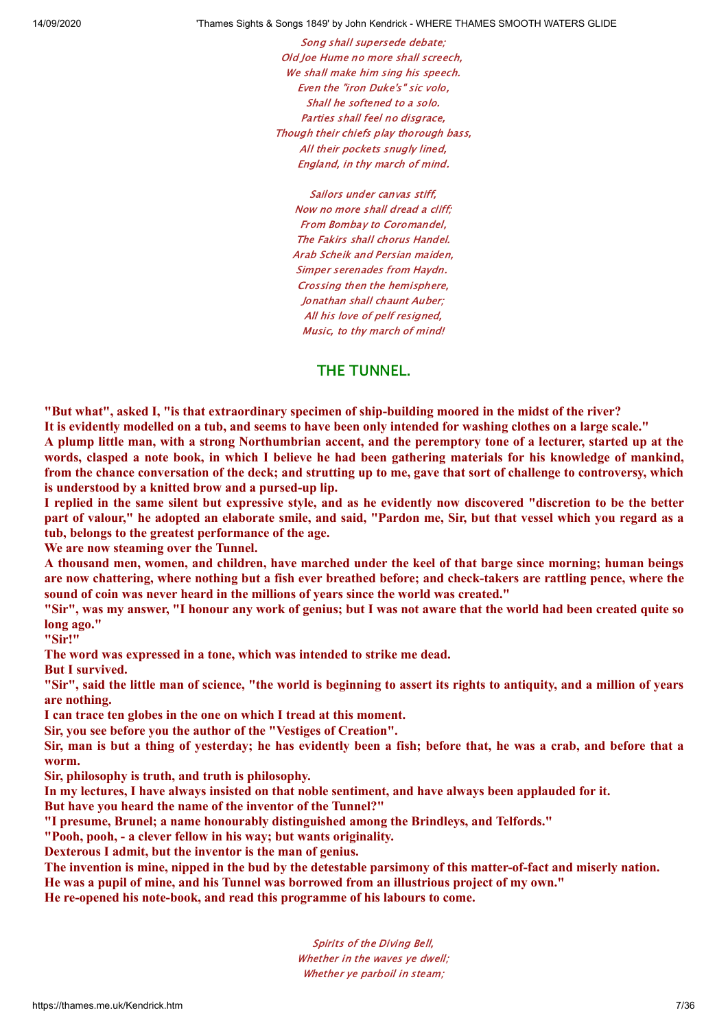*Song shall supersede debate;*
*Old Joe Hume no more shall screech,*
*We shall make him sing his speech.*
*Even the "iron Duke's" sic volo,*
*Shall he softened to a solo.*
*Parties shall feel no disgrace,*
*Though their chiefs play thorough bass,*
*All their pockets snugly lined,*
*England, in thy march of mind.*

*Sailors under canvas stiff,*
*Now no more shall dread a cliff;*
*From Bombay to Coromandel,*
*The Fakirs shall chorus Handel.*
*Arab Scheik and Persian maiden,*
*Simper serenades from Haydn.*
*Crossing then the hemisphere,*
*Jonathan shall chaunt Auber;*
*All his love of pelf resigned,*
*Music, to thy march of mind!*

## THE TUNNEL.

**"But what", asked I, "is that extraordinary specimen of ship-building moored in the midst of the river?**
**It is evidently modelled on a tub, and seems to have been only intended for washing clothes on a large scale."**
**A plump little man, with a strong Northumbrian accent, and the peremptory tone of a lecturer, started up at the words, clasped a note book, in which I believe he had been gathering materials for his knowledge of mankind, from the chance conversation of the deck; and strutting up to me, gave that sort of challenge to controversy, which is understood by a knitted brow and a pursed-up lip.**
**I replied in the same silent but expressive style, and as he evidently now discovered "discretion to be the better part of valour," he adopted an elaborate smile, and said, "Pardon me, Sir, but that vessel which you regard as a tub, belongs to the greatest performance of the age.**
**We are now steaming over the Tunnel.**
**A thousand men, women, and children, have marched under the keel of that barge since morning; human beings are now chattering, where nothing but a fish ever breathed before; and check-takers are rattling pence, where the sound of coin was never heard in the millions of years since the world was created."**
**"Sir", was my answer, "I honour any work of genius; but I was not aware that the world had been created quite so long ago."**
**"Sir!"**
**The word was expressed in a tone, which was intended to strike me dead.**
**But I survived.**
**"Sir", said the little man of science, "the world is beginning to assert its rights to antiquity, and a million of years are nothing.**
**I can trace ten globes in the one on which I tread at this moment.**
**Sir, you see before you the author of the "Vestiges of Creation".**
**Sir, man is but a thing of yesterday; he has evidently been a fish; before that, he was a crab, and before that a worm.**
**Sir, philosophy is truth, and truth is philosophy.**
**In my lectures, I have always insisted on that noble sentiment, and have always been applauded for it.**
**But have you heard the name of the inventor of the Tunnel?"**
**"I presume, Brunel; a name honourably distinguished among the Brindleys, and Telfords."**
**"Pooh, pooh, - a clever fellow in his way; but wants originality.**
**Dexterous I admit, but the inventor is the man of genius.**
**The invention is mine, nipped in the bud by the detestable parsimony of this matter-of-fact and miserly nation.**
**He was a pupil of mine, and his Tunnel was borrowed from an illustrious project of my own."**
**He re-opened his note-book, and read this programme of his labours to come.**

*Spirits of the Diving Bell,*
*Whether in the waves ye dwell;*
*Whether ye parboil in steam;*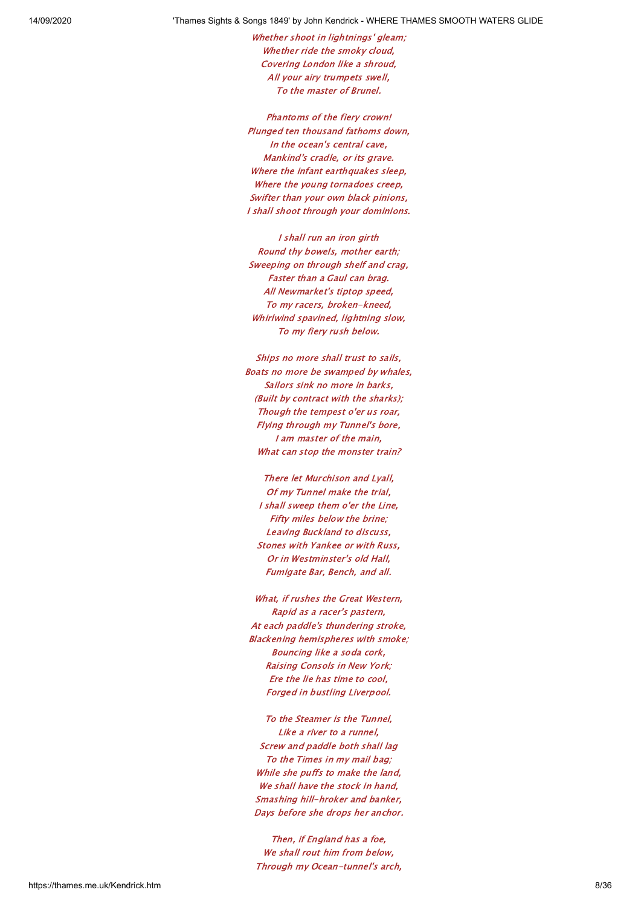*Whether shoot in lightnings' gleam;*
*Whether ride the smoky cloud,*
*Covering London like a shroud,*
*All your airy trumpets swell,*
*To the master of Brunel.*

*Phantoms of the fiery crown!*
*Plunged ten thousand fathoms down,*
*In the ocean's central cave,*
*Mankind's cradle, or its grave.*
*Where the infant earthquakes sleep,*
*Where the young tornadoes creep,*
*Swifter than your own black pinions,*
*I shall shoot through your dominions.*

*I shall run an iron girth*
*Round thy bowels, mother earth;*
*Sweeping on through shelf and crag,*
*Faster than a Gaul can brag.*
*All Newmarket's tiptop speed,*
*To my racers, broken-kneed,*
*Whirlwind spavined, lightning slow,*
*To my fiery rush below.*

*Ships no more shall trust to sails,*
*Boats no more be swamped by whales,*
*Sailors sink no more in barks,*
*(Built by contract with the sharks);*
*Though the tempest o'er us roar,*
*Flying through my Tunnel's bore,*
*I am master of the main,*
*What can stop the monster train?*

*There let Murchison and Lyall,*
*Of my Tunnel make the trial,*
*I shall sweep them o'er the Line,*
*Fifty miles below the brine;*
*Leaving Buckland to discuss,*
*Stones with Yankee or with Russ,*
*Or in Westminster's old Hall,*
*Fumigate Bar, Bench, and all.*

*What, if rushes the Great Western,*
*Rapid as a racer's pastern,*
*At each paddle's thundering stroke,*
*Blackening hemispheres with smoke;*
*Bouncing like a soda cork,*
*Raising Consols in New York;*
*Ere the lie has time to cool,*
*Forged in bustling Liverpool.*

*To the Steamer is the Tunnel,*
*Like a river to a runnel,*
*Screw and paddle both shall lag*
*To the Times in my mail bag;*
*While she puffs to make the land,*
*We shall have the stock in hand,*
*Smashing hill-hroker and banker,*
*Days before she drops her anchor.*

*Then, if England has a foe,*
*We shall rout him from below,*
*Through my Ocean-tunnel's arch,*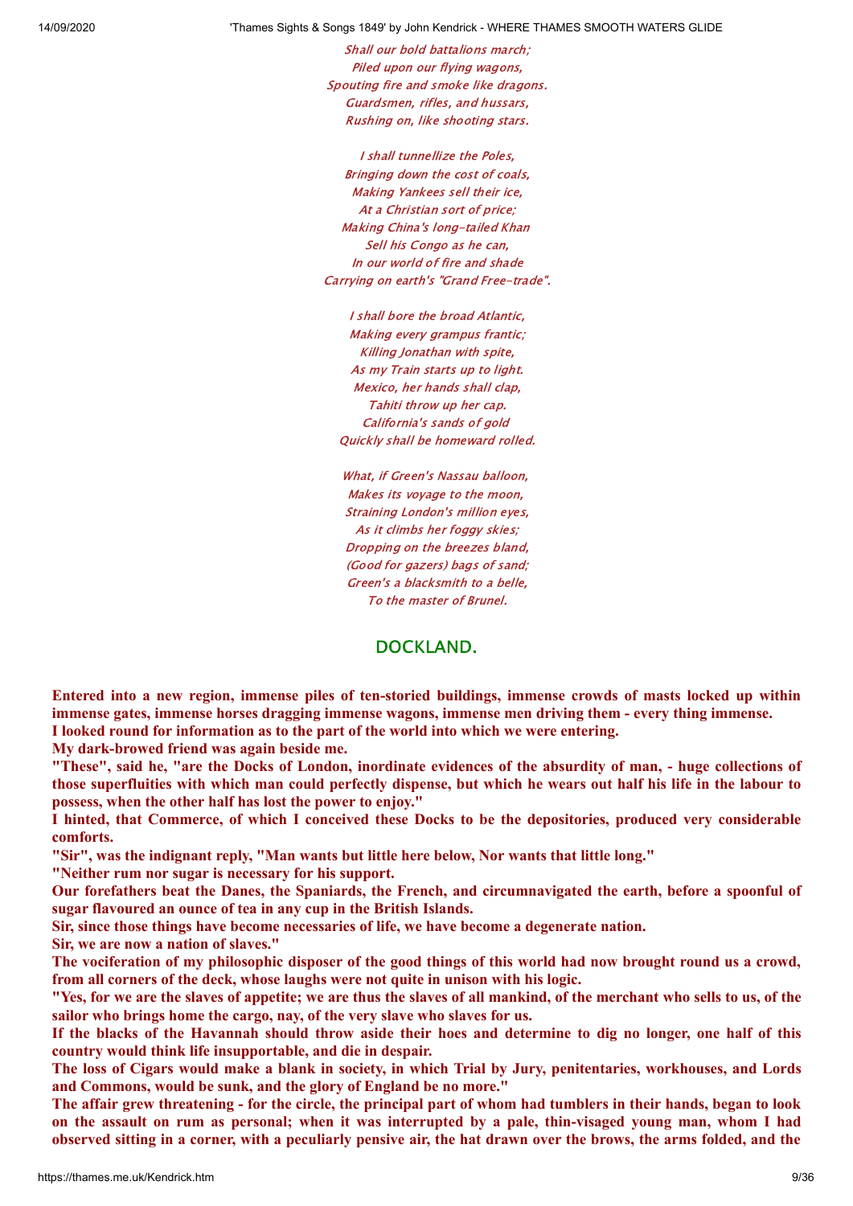*Shall our bold battalions march;*
*Piled upon our flying wagons,*
*Spouting fire and smoke like dragons.*
*Guardsmen, rifles, and hussars,*
*Rushing on, like shooting stars.*

*I shall tunnellize the Poles,*
*Bringing down the cost of coals,*
*Making Yankees sell their ice,*
*At a Christian sort of price;*
*Making China's long-tailed Khan*
*Sell his Congo as he can,*
*In our world of fire and shade*
*Carrying on earth's "Grand Free-trade".*

*I shall bore the broad Atlantic,*
*Making every grampus frantic;*
*Killing Jonathan with spite,*
*As my Train starts up to light.*
*Mexico, her hands shall clap,*
*Tahiti throw up her cap.*
*California's sands of gold*
*Quickly shall be homeward rolled.*

*What, if Green's Nassau balloon,*
*Makes its voyage to the moon,*
*Straining London's million eyes,*
*As it climbs her foggy skies;*
*Dropping on the breezes bland,*
*(Good for gazers) bags of sand;*
*Green's a blacksmith to a belle,*
*To the master of Brunel.*

## DOCKLAND.

**Entered into a new region, immense piles of ten-storied buildings, immense crowds of masts locked up within immense gates, immense horses dragging immense wagons, immense men driving them - every thing immense.**
**I looked round for information as to the part of the world into which we were entering.**
**My dark-browed friend was again beside me.**
**"These", said he, "are the Docks of London, inordinate evidences of the absurdity of man, - huge collections of those superfluities with which man could perfectly dispense, but which he wears out half his life in the labour to possess, when the other half has lost the power to enjoy."**
**I hinted, that Commerce, of which I conceived these Docks to be the depositories, produced very considerable comforts.**
**"Sir", was the indignant reply, "Man wants but little here below, Nor wants that little long."**
**"Neither rum nor sugar is necessary for his support.**
**Our forefathers beat the Danes, the Spaniards, the French, and circumnavigated the earth, before a spoonful of sugar flavoured an ounce of tea in any cup in the British Islands.**
**Sir, since those things have become necessaries of life, we have become a degenerate nation.**
**Sir, we are now a nation of slaves."**
**The vociferation of my philosophic disposer of the good things of this world had now brought round us a crowd, from all corners of the deck, whose laughs were not quite in unison with his logic.**
**"Yes, for we are the slaves of appetite; we are thus the slaves of all mankind, of the merchant who sells to us, of the sailor who brings home the cargo, nay, of the very slave who slaves for us.**
**If the blacks of the Havannah should throw aside their hoes and determine to dig no longer, one half of this country would think life insupportable, and die in despair.**
**The loss of Cigars would make a blank in society, in which Trial by Jury, penitentaries, workhouses, and Lords and Commons, would be sunk, and the glory of England be no more."**
**The affair grew threatening - for the circle, the principal part of whom had tumblers in their hands, began to look on the assault on rum as personal; when it was interrupted by a pale, thin-visaged young man, whom I had observed sitting in a corner, with a peculiarly pensive air, the hat drawn over the brows, the arms folded, and the**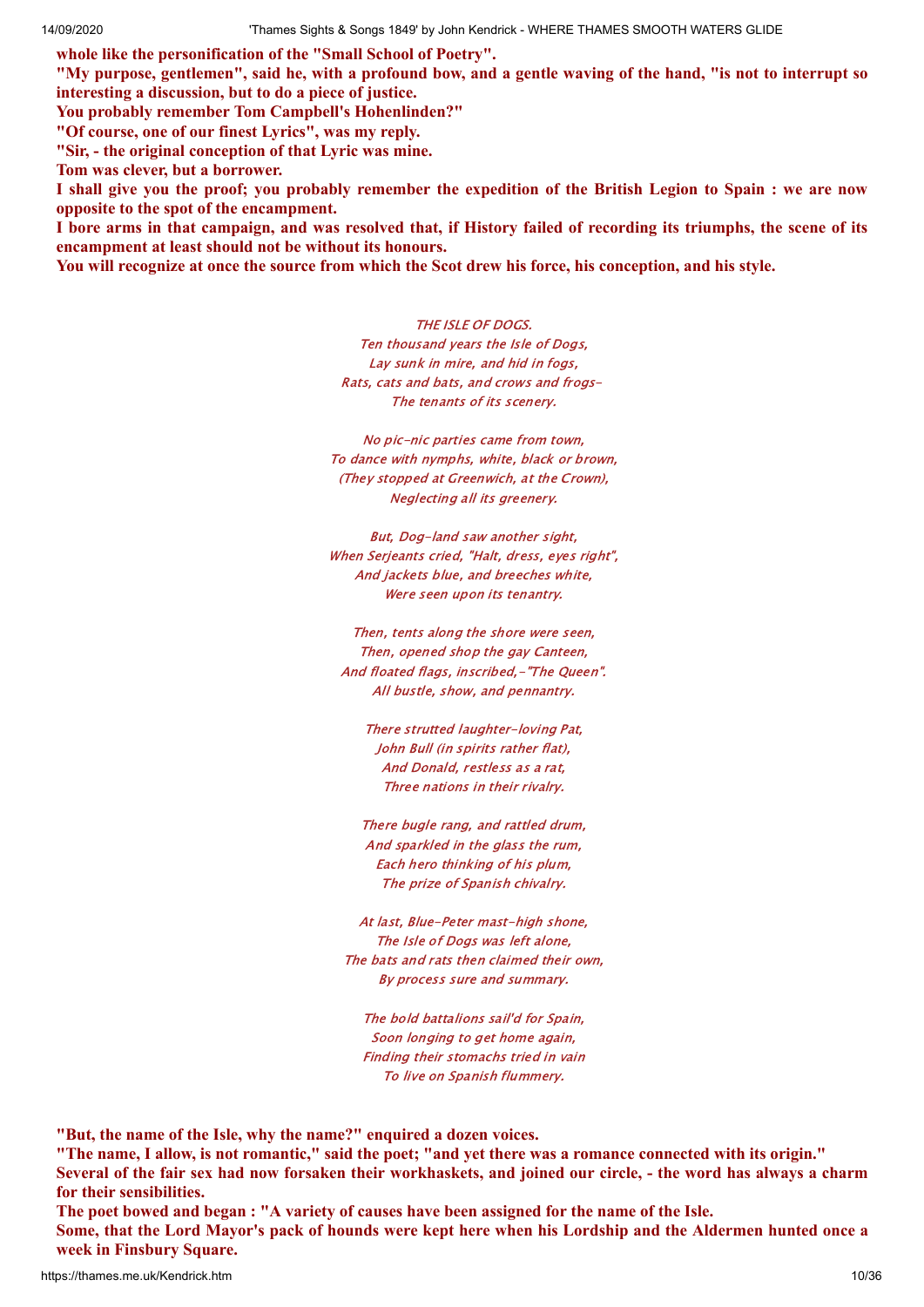**whole like the personification of the "Small School of Poetry".**

**"My purpose, gentlemen", said he, with a profound bow, and a gentle waving of the hand, "is not to interrupt so interesting a discussion, but to do a piece of justice.**

**You probably remember Tom Campbell's Hohenlinden?"**

**"Of course, one of our finest Lyrics", was my reply.**

**"Sir, - the original conception of that Lyric was mine.**

**Tom was clever, but a borrower.**

**I shall give you the proof; you probably remember the expedition of the British Legion to Spain : we are now opposite to the spot of the encampment.**

**I bore arms in that campaign, and was resolved that, if History failed of recording its triumphs, the scene of its encampment at least should not be without its honours.**

**You will recognize at once the source from which the Scot drew his force, his conception, and his style.**

*THE ISLE OF DOGS.*

*Ten thousand years the Isle of Dogs,*
*Lay sunk in mire, and hid in fogs,*
*Rats, cats and bats, and crows and frogs-*
*The tenants of its scenery.*

*No pic-nic parties came from town,*
*To dance with nymphs, white, black or brown,*
*(They stopped at Greenwich, at the Crown),*
*Neglecting all its greenery.*

*But, Dog-land saw another sight,*
*When Serjeants cried, "Halt, dress, eyes right",*
*And jackets blue, and breeches white,*
*Were seen upon its tenantry.*

*Then, tents along the shore were seen,*
*Then, opened shop the gay Canteen,*
*And floated flags, inscribed,-"The Queen".*
*All bustle, show, and pennantry.*

*There strutted laughter-loving Pat,*
*John Bull (in spirits rather flat),*
*And Donald, restless as a rat,*
*Three nations in their rivalry.*

*There bugle rang, and rattled drum,*
*And sparkled in the glass the rum,*
*Each hero thinking of his plum,*
*The prize of Spanish chivalry.*

*At last, Blue-Peter mast-high shone,*
*The Isle of Dogs was left alone,*
*The bats and rats then claimed their own,*
*By process sure and summary.*

*The bold battalions sail'd for Spain,*
*Soon longing to get home again,*
*Finding their stomachs tried in vain*
*To live on Spanish flummery.*

**"But, the name of the Isle, why the name?" enquired a dozen voices.**

**"The name, I allow, is not romantic," said the poet; "and yet there was a romance connected with its origin."**

**Several of the fair sex had now forsaken their workhaskets, and joined our circle, - the word has always a charm for their sensibilities.**

**The poet bowed and began : "A variety of causes have been assigned for the name of the Isle.**

**Some, that the Lord Mayor's pack of hounds were kept here when his Lordship and the Aldermen hunted once a week in Finsbury Square.**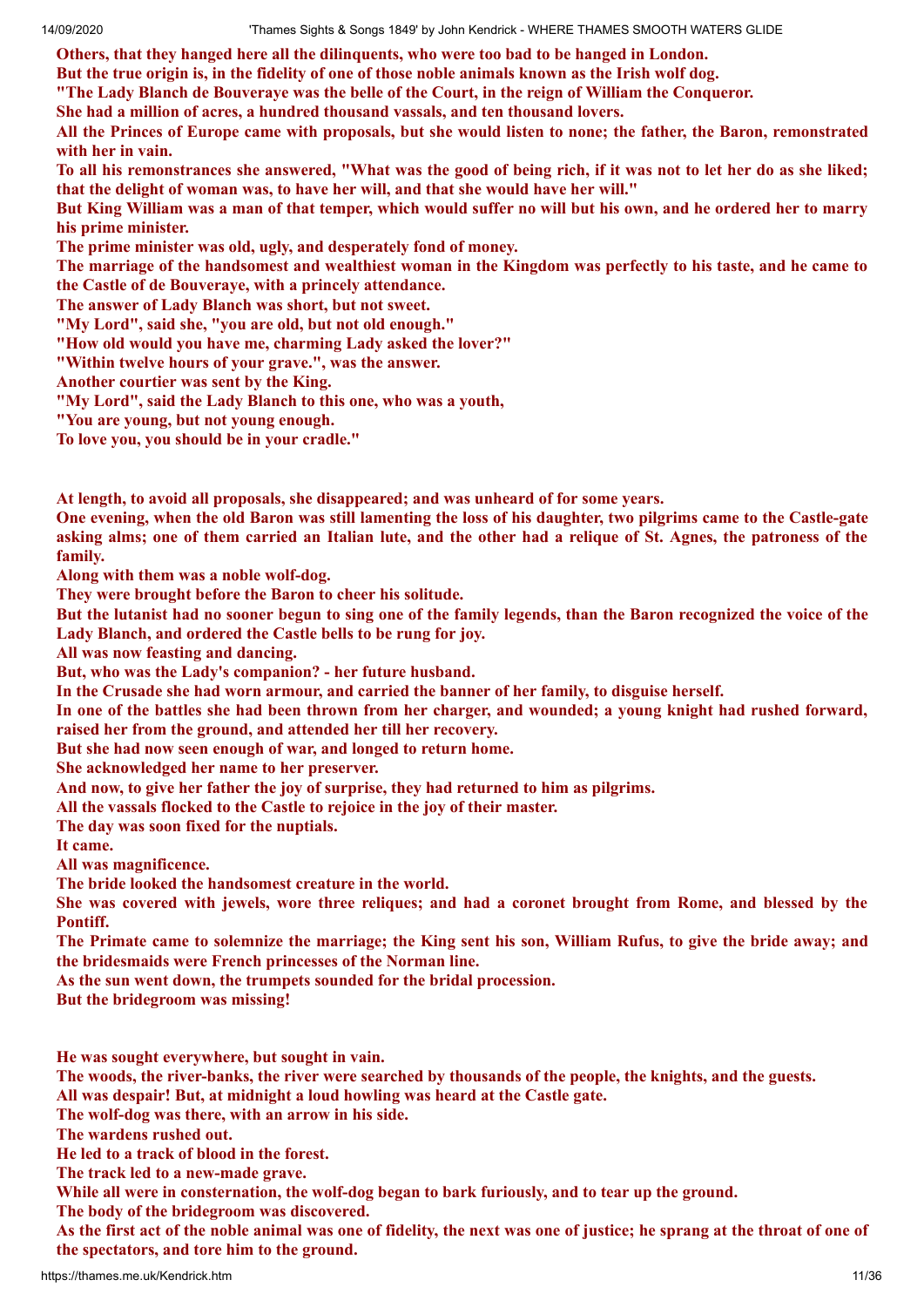**Others, that they hanged here all the dilinquents, who were too bad to be hanged in London.**
**But the true origin is, in the fidelity of one of those noble animals known as the Irish wolf dog.**
**"The Lady Blanch de Bouveraye was the belle of the Court, in the reign of William the Conqueror.**
**She had a million of acres, a hundred thousand vassals, and ten thousand lovers.**
**All the Princes of Europe came with proposals, but she would listen to none; the father, the Baron, remonstrated with her in vain.**
**To all his remonstrances she answered, "What was the good of being rich, if it was not to let her do as she liked; that the delight of woman was, to have her will, and that she would have her will."**
**But King William was a man of that temper, which would suffer no will but his own, and he ordered her to marry his prime minister.**
**The prime minister was old, ugly, and desperately fond of money.**
**The marriage of the handsomest and wealthiest woman in the Kingdom was perfectly to his taste, and he came to the Castle of de Bouveraye, with a princely attendance.**
**The answer of Lady Blanch was short, but not sweet.**
**"My Lord", said she, "you are old, but not old enough."**
**"How old would you have me, charming Lady asked the lover?"**
**"Within twelve hours of your grave.", was the answer.**
**Another courtier was sent by the King.**
**"My Lord", said the Lady Blanch to this one, who was a youth,**
**"You are young, but not young enough.**
**To love you, you should be in your cradle."**

**At length, to avoid all proposals, she disappeared; and was unheard of for some years.**
**One evening, when the old Baron was still lamenting the loss of his daughter, two pilgrims came to the Castle-gate asking alms; one of them carried an Italian lute, and the other had a relique of St. Agnes, the patroness of the family.**
**Along with them was a noble wolf-dog.**
**They were brought before the Baron to cheer his solitude.**
**But the lutanist had no sooner begun to sing one of the family legends, than the Baron recognized the voice of the Lady Blanch, and ordered the Castle bells to be rung for joy.**
**All was now feasting and dancing.**
**But, who was the Lady's companion? - her future husband.**
**In the Crusade she had worn armour, and carried the banner of her family, to disguise herself.**
**In one of the battles she had been thrown from her charger, and wounded; a young knight had rushed forward, raised her from the ground, and attended her till her recovery.**
**But she had now seen enough of war, and longed to return home.**
**She acknowledged her name to her preserver.**
**And now, to give her father the joy of surprise, they had returned to him as pilgrims.**
**All the vassals flocked to the Castle to rejoice in the joy of their master.**
**The day was soon fixed for the nuptials.**
**It came.**
**All was magnificence.**
**The bride looked the handsomest creature in the world.**
**She was covered with jewels, wore three reliques; and had a coronet brought from Rome, and blessed by the Pontiff.**
**The Primate came to solemnize the marriage; the King sent his son, William Rufus, to give the bride away; and the bridesmaids were French princesses of the Norman line.**
**As the sun went down, the trumpets sounded for the bridal procession.**
**But the bridegroom was missing!**

**He was sought everywhere, but sought in vain.**
**The woods, the river-banks, the river were searched by thousands of the people, the knights, and the guests.**
**All was despair! But, at midnight a loud howling was heard at the Castle gate.**
**The wolf-dog was there, with an arrow in his side.**
**The wardens rushed out.**
**He led to a track of blood in the forest.**
**The track led to a new-made grave.**
**While all were in consternation, the wolf-dog began to bark furiously, and to tear up the ground.**
**The body of the bridegroom was discovered.**
**As the first act of the noble animal was one of fidelity, the next was one of justice; he sprang at the throat of one of the spectators, and tore him to the ground.**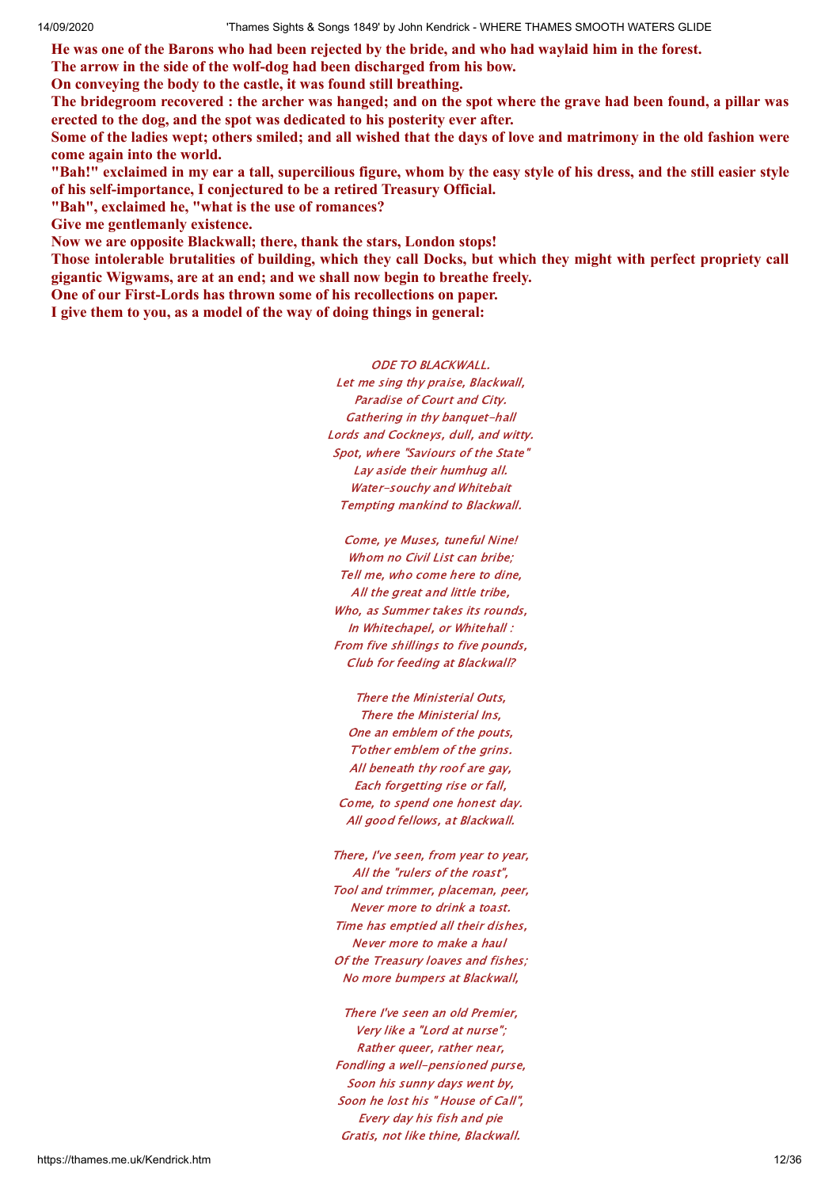**He was one of the Barons who had been rejected by the bride, and who had waylaid him in the forest.**
**The arrow in the side of the wolf-dog had been discharged from his bow.**
**On conveying the body to the castle, it was found still breathing.**
**The bridegroom recovered : the archer was hanged; and on the spot where the grave had been found, a pillar was erected to the dog, and the spot was dedicated to his posterity ever after.**
**Some of the ladies wept; others smiled; and all wished that the days of love and matrimony in the old fashion were come again into the world.**
**"Bah!" exclaimed in my ear a tall, supercilious figure, whom by the easy style of his dress, and the still easier style of his self-importance, I conjectured to be a retired Treasury Official.**
**"Bah", exclaimed he, "what is the use of romances?**
**Give me gentlemanly existence.**
**Now we are opposite Blackwall; there, thank the stars, London stops!**
**Those intolerable brutalities of building, which they call Docks, but which they might with perfect propriety call gigantic Wigwams, are at an end; and we shall now begin to breathe freely.**
**One of our First-Lords has thrown some of his recollections on paper.**
**I give them to you, as a model of the way of doing things in general:**

*ODE TO BLACKWALL.*
*Let me sing thy praise, Blackwall,*
*Paradise of Court and City.*
*Gathering in thy banquet-hall*
*Lords and Cockneys, dull, and witty.*
*Spot, where "Saviours of the State"*
*Lay aside their humhug all.*
*Water-souchy and Whitebait*
*Tempting mankind to Blackwall.*

*Come, ye Muses, tuneful Nine!*
*Whom no Civil List can bribe;*
*Tell me, who come here to dine,*
*All the great and little tribe,*
*Who, as Summer takes its rounds,*
*In Whitechapel, or Whitehall :*
*From five shillings to five pounds,*
*Club for feeding at Blackwall?*

*There the Ministerial Outs,*
*There the Ministerial Ins,*
*One an emblem of the pouts,*
*T'other emblem of the grins.*
*All beneath thy roof are gay,*
*Each forgetting rise or fall,*
*Come, to spend one honest day.*
*All good fellows, at Blackwall.*

*There, I've seen, from year to year,*
*All the "rulers of the roast",*
*Tool and trimmer, placeman, peer,*
*Never more to drink a toast.*
*Time has emptied all their dishes,*
*Never more to make a haul*
*Of the Treasury loaves and fishes;*
*No more bumpers at Blackwall,*

*There I've seen an old Premier,*
*Very like a "Lord at nurse";*
*Rather queer, rather near,*
*Fondling a well-pensioned purse,*
*Soon his sunny days went by,*
*Soon he lost his " House of Call",*
*Every day his fish and pie*
*Gratis, not like thine, Blackwall.*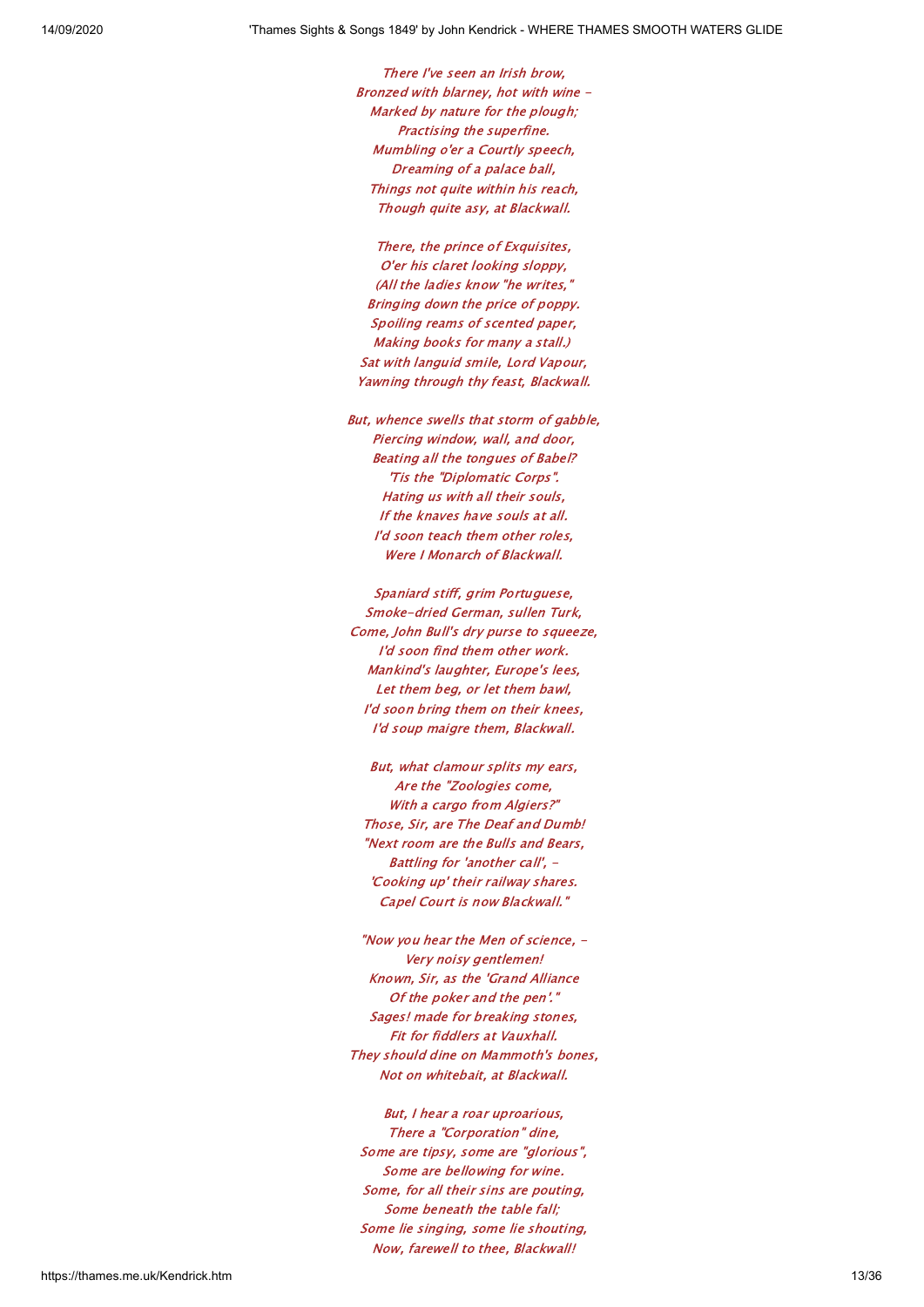*There I've seen an Irish brow,*
*Bronzed with blarney, hot with wine -*
*Marked by nature for the plough;*
*Practising the superfine.*
*Mumbling o'er a Courtly speech,*
*Dreaming of a palace ball,*
*Things not quite within his reach,*
*Though quite asy, at Blackwall.*

*There, the prince of Exquisites,*
*O'er his claret looking sloppy,*
*(All the ladies know "he writes,"*
*Bringing down the price of poppy.*
*Spoiling reams of scented paper,*
*Making books for many a stall.)*
*Sat with languid smile, Lord Vapour,*
*Yawning through thy feast, Blackwall.*

*But, whence swells that storm of gabble,*
*Piercing window, wall, and door,*
*Beating all the tongues of Babel?*
*'Tis the "Diplomatic Corps".*
*Hating us with all their souls,*
*If the knaves have souls at all.*
*I'd soon teach them other roles,*
*Were I Monarch of Blackwall.*

*Spaniard stiff, grim Portuguese,*
*Smoke-dried German, sullen Turk,*
*Come, John Bull's dry purse to squeeze,*
*I'd soon find them other work.*
*Mankind's laughter, Europe's lees,*
*Let them beg, or let them bawl,*
*I'd soon bring them on their knees,*
*I'd soup maigre them, Blackwall.*

*But, what clamour splits my ears,*
*Are the "Zoologies come,*
*With a cargo from Algiers?"*
*Those, Sir, are The Deaf and Dumb!*
*"Next room are the Bulls and Bears,*
*Battling for 'another call', -*
*'Cooking up' their railway shares.*
*Capel Court is now Blackwall."*

*"Now you hear the Men of science, -*
*Very noisy gentlemen!*
*Known, Sir, as the 'Grand Alliance*
*Of the poker and the pen'."*
*Sages! made for breaking stones,*
*Fit for fiddlers at Vauxhall.*
*They should dine on Mammoth's bones,*
*Not on whitebait, at Blackwall.*

*But, I hear a roar uproarious,*
*There a "Corporation" dine,*
*Some are tipsy, some are "glorious",*
*Some are bellowing for wine.*
*Some, for all their sins are pouting,*
*Some beneath the table fall;*
*Some lie singing, some lie shouting,*
*Now, farewell to thee, Blackwall!*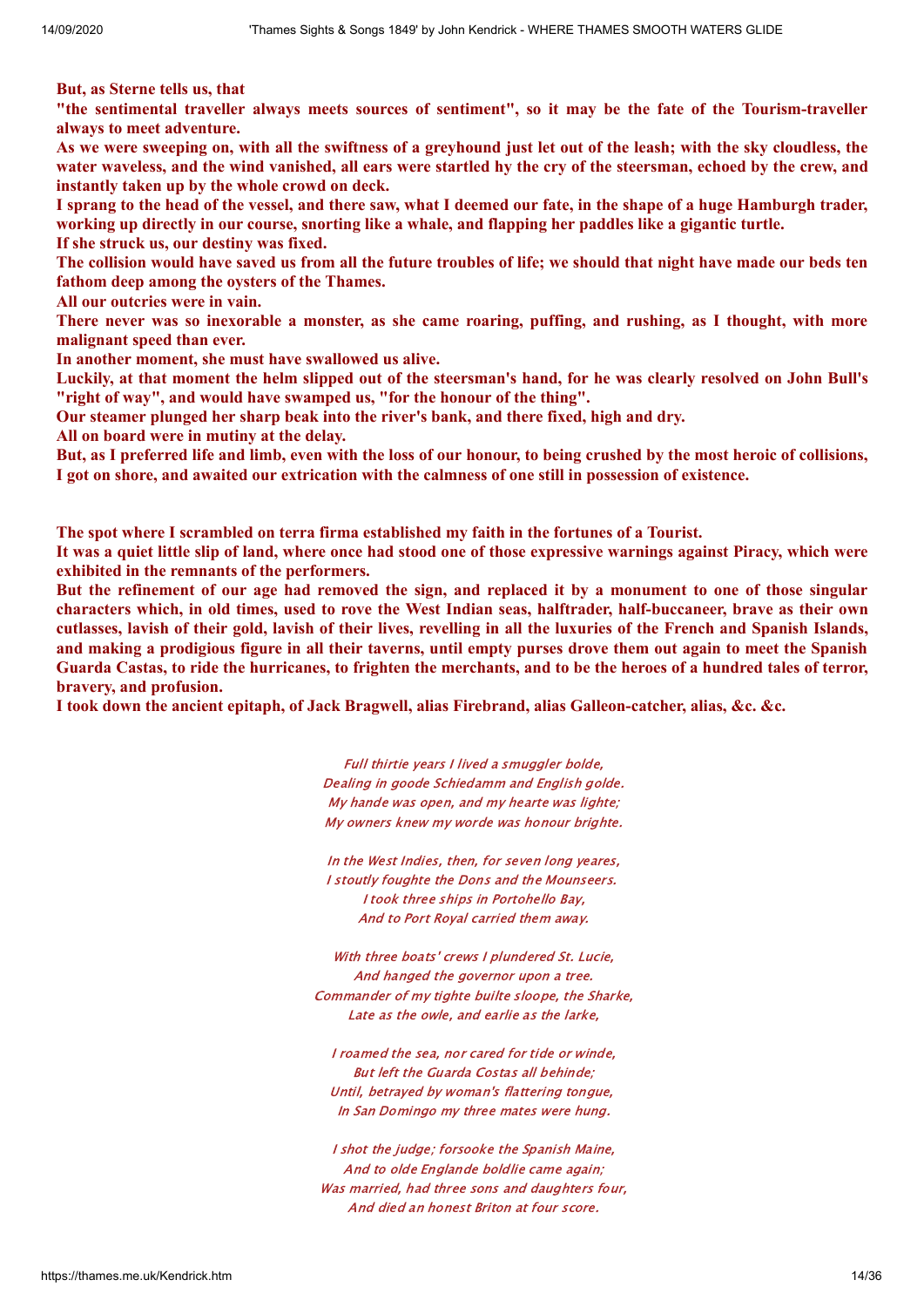**But, as Sterne tells us, that**

**"the sentimental traveller always meets sources of sentiment", so it may be the fate of the Tourism-traveller always to meet adventure.**

**As we were sweeping on, with all the swiftness of a greyhound just let out of the leash; with the sky cloudless, the water waveless, and the wind vanished, all ears were startled hy the cry of the steersman, echoed by the crew, and instantly taken up by the whole crowd on deck.**

**I sprang to the head of the vessel, and there saw, what I deemed our fate, in the shape of a huge Hamburgh trader, working up directly in our course, snorting like a whale, and flapping her paddles like a gigantic turtle.**

**If she struck us, our destiny was fixed.**

**The collision would have saved us from all the future troubles of life; we should that night have made our beds ten fathom deep among the oysters of the Thames.**

**All our outcries were in vain.**

**There never was so inexorable a monster, as she came roaring, puffing, and rushing, as I thought, with more malignant speed than ever.**

**In another moment, she must have swallowed us alive.**

**Luckily, at that moment the helm slipped out of the steersman's hand, for he was clearly resolved on John Bull's "right of way", and would have swamped us, "for the honour of the thing".**

**Our steamer plunged her sharp beak into the river's bank, and there fixed, high and dry.**

**All on board were in mutiny at the delay.**

**But, as I preferred life and limb, even with the loss of our honour, to being crushed by the most heroic of collisions, I got on shore, and awaited our extrication with the calmness of one still in possession of existence.**

**The spot where I scrambled on terra firma established my faith in the fortunes of a Tourist.**

**It was a quiet little slip of land, where once had stood one of those expressive warnings against Piracy, which were exhibited in the remnants of the performers.**

**But the refinement of our age had removed the sign, and replaced it by a monument to one of those singular characters which, in old times, used to rove the West Indian seas, halftrader, half-buccaneer, brave as their own cutlasses, lavish of their gold, lavish of their lives, revelling in all the luxuries of the French and Spanish Islands, and making a prodigious figure in all their taverns, until empty purses drove them out again to meet the Spanish Guarda Castas, to ride the hurricanes, to frighten the merchants, and to be the heroes of a hundred tales of terror, bravery, and profusion.**

**I took down the ancient epitaph, of Jack Bragwell, alias Firebrand, alias Galleon-catcher, alias, &c. &c.**

*Full thirtie years I lived a smuggler bolde,*
*Dealing in goode Schiedamm and English golde.*
*My hande was open, and my hearte was lighte;*
*My owners knew my worde was honour brighte.*

*In the West Indies, then, for seven long yeares,*
*I stoutly foughte the Dons and the Mounseers.*
*I took three ships in Portohello Bay,*
*And to Port Royal carried them away.*

*With three boats' crews I plundered St. Lucie,*
*And hanged the governor upon a tree.*
*Commander of my tighte builte sloope, the Sharke,*
*Late as the owle, and earlie as the larke,*

*I roamed the sea, nor cared for tide or winde,*
*But left the Guarda Costas all behinde;*
*Until, betrayed by woman's flattering tongue,*
*In San Domingo my three mates were hung.*

*I shot the judge; forsooke the Spanish Maine,*
*And to olde Englande boldlie came again;*
*Was married, had three sons and daughters four,*
*And died an honest Briton at four score.*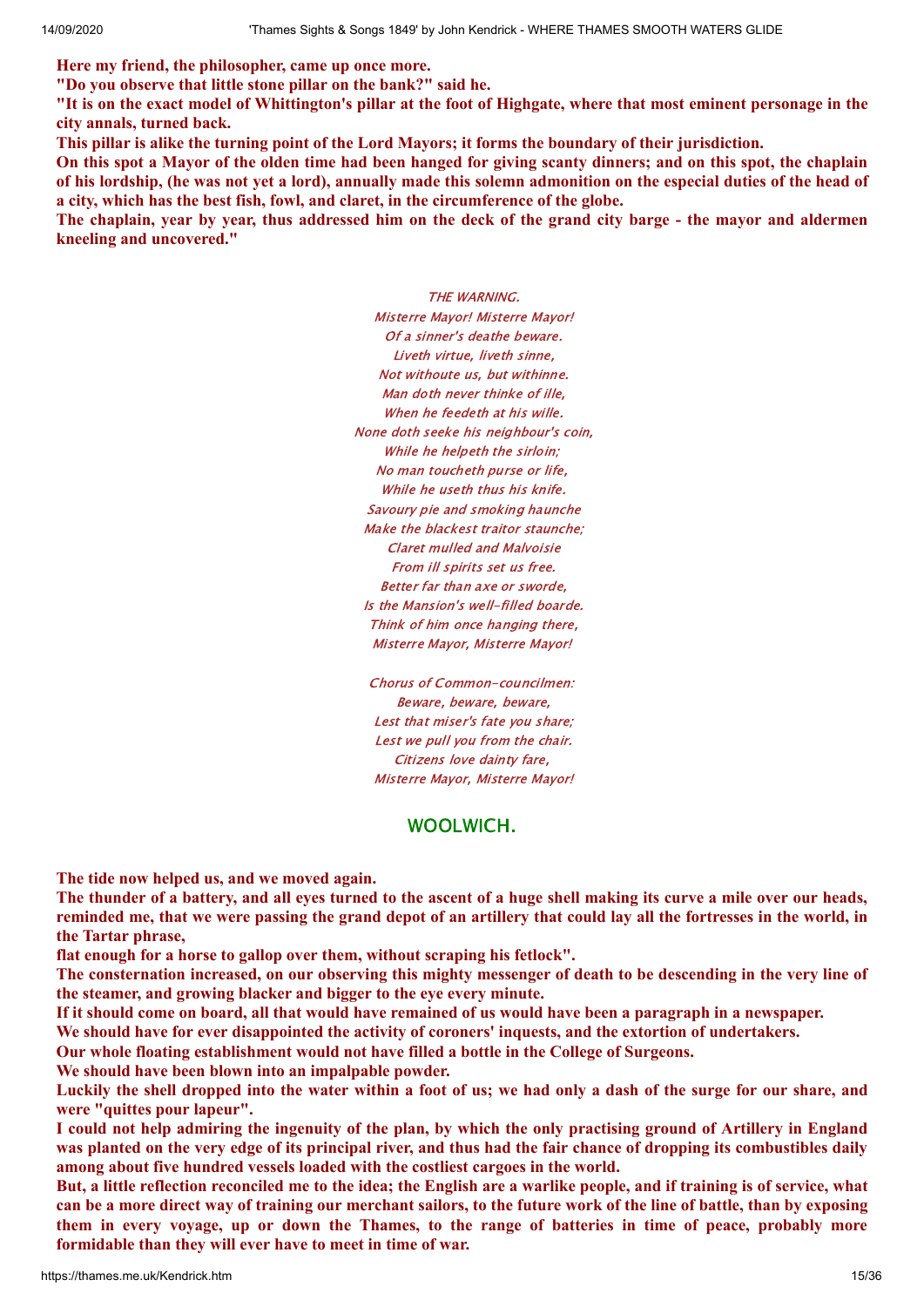**Here my friend, the philosopher, came up once more.**

**"Do you observe that little stone pillar on the bank?" said he.**

**"It is on the exact model of Whittington's pillar at the foot of Highgate, where that most eminent personage in the city annals, turned back.**

**This pillar is alike the turning point of the Lord Mayors; it forms the boundary of their jurisdiction.**

**On this spot a Mayor of the olden time had been hanged for giving scanty dinners; and on this spot, the chaplain of his lordship, (he was not yet a lord), annually made this solemn admonition on the especial duties of the head of a city, which has the best fish, fowl, and claret, in the circumference of the globe.**

**The chaplain, year by year, thus addressed him on the deck of the grand city barge - the mayor and aldermen kneeling and uncovered."**

*THE WARNING.*
*Misterre Mayor! Misterre Mayor!*
*Of a sinner's deathe beware.*
*Liveth virtue, liveth sinne,*
*Not withoute us, but withinne.*
*Man doth never thinke of ille,*
*When he feedeth at his wille.*
*None doth seeke his neighbour's coin,*
*While he helpeth the sirloin;*
*No man toucheth purse or life,*
*While he useth thus his knife.*
*Savoury pie and smoking haunche*
*Make the blackest traitor staunche;*
*Claret mulled and Malvoisie*
*From ill spirits set us free.*
*Better far than axe or sworde,*
*Is the Mansion's well-filled boarde.*
*Think of him once hanging there,*
*Misterre Mayor, Misterre Mayor!*

*Chorus of Common-councilmen:*
*Beware, beware, beware,*
*Lest that miser's fate you share;*
*Lest we pull you from the chair.*
*Citizens love dainty fare,*
*Misterre Mayor, Misterre Mayor!*

## WOOLWICH.

**The tide now helped us, and we moved again.**

**The thunder of a battery, and all eyes turned to the ascent of a huge shell making its curve a mile over our heads, reminded me, that we were passing the grand depot of an artillery that could lay all the fortresses in the world, in the Tartar phrase,**

**flat enough for a horse to gallop over them, without scraping his fetlock".**

**The consternation increased, on our observing this mighty messenger of death to be descending in the very line of the steamer, and growing blacker and bigger to the eye every minute.**

**If it should come on board, all that would have remained of us would have been a paragraph in a newspaper.**

**We should have for ever disappointed the activity of coroners' inquests, and the extortion of undertakers.**

**Our whole floating establishment would not have filled a bottle in the College of Surgeons.**

**We should have been blown into an impalpable powder.**

**Luckily the shell dropped into the water within a foot of us; we had only a dash of the surge for our share, and were "quittes pour lapeur".**

**I could not help admiring the ingenuity of the plan, by which the only practising ground of Artillery in England was planted on the very edge of its principal river, and thus had the fair chance of dropping its combustibles daily among about five hundred vessels loaded with the costliest cargoes in the world.**

**But, a little reflection reconciled me to the idea; the English are a warlike people, and if training is of service, what can be a more direct way of training our merchant sailors, to the future work of the line of battle, than by exposing them in every voyage, up or down the Thames, to the range of batteries in time of peace, probably more formidable than they will ever have to meet in time of war.**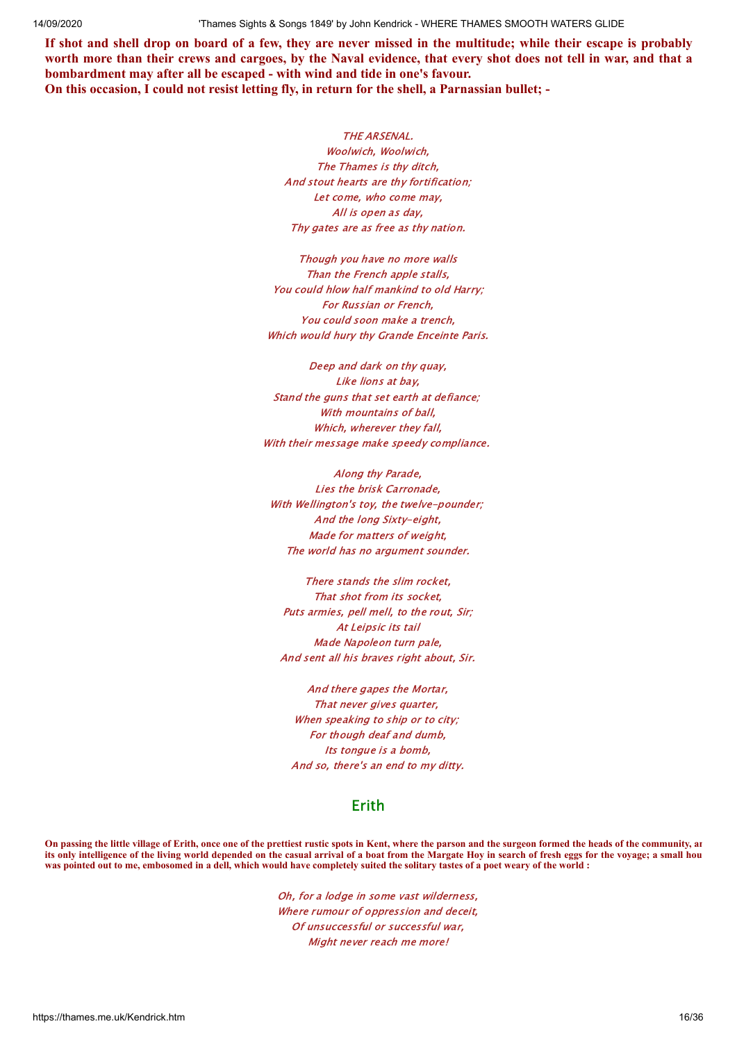**If shot and shell drop on board of a few, they are never missed in the multitude; while their escape is probably worth more than their crews and cargoes, by the Naval evidence, that every shot does not tell in war, and that a bombardment may after all be escaped - with wind and tide in one's favour.**
**On this occasion, I could not resist letting fly, in return for the shell, a Parnassian bullet; -**

*THE ARSENAL.*
*Woolwich, Woolwich,*
*The Thames is thy ditch,*
*And stout hearts are thy fortification;*
*Let come, who come may,*
*All is open as day,*
*Thy gates are as free as thy nation.*

*Though you have no more walls*
*Than the French apple stalls,*
*You could blow half mankind to old Harry;*
*For Russian or French,*
*You could soon make a trench,*
*Which would bury thy Grande Enceinte Paris.*

*Deep and dark on thy quay,*
*Like lions at bay,*
*Stand the guns that set earth at defiance;*
*With mountains of ball,*
*Which, wherever they fall,*
*With their message make speedy compliance.*

*Along thy Parade,*
*Lies the brisk Carronade,*
*With Wellington's toy, the twelve-pounder;*
*And the long Sixty-eight,*
*Made for matters of weight,*
*The world has no argument sounder.*

*There stands the slim rocket,*
*That shot from its socket,*
*Puts armies, pell mell, to the rout, Sir;*
*At Leipsic its tail*
*Made Napoleon turn pale,*
*And sent all his braves right about, Sir.*

*And there gapes the Mortar,*
*That never gives quarter,*
*When speaking to ship or to city;*
*For though deaf and dumb,*
*Its tongue is a bomb,*
*And so, there's an end to my ditty.*

## Erith

**On passing the little village of Erith, once one of the prettiest rustic spots in Kent, where the parson and the surgeon formed the heads of the community, ar its only intelligence of the living world depended on the casual arrival of a boat from the Margate Hoy in search of fresh eggs for the voyage; a small hou was pointed out to me, embosomed in a dell, which would have completely suited the solitary tastes of a poet weary of the world :**

*Oh, for a lodge in some vast wilderness,*
*Where rumour of oppression and deceit,*
*Of unsuccessful or successful war,*
*Might never reach me more!*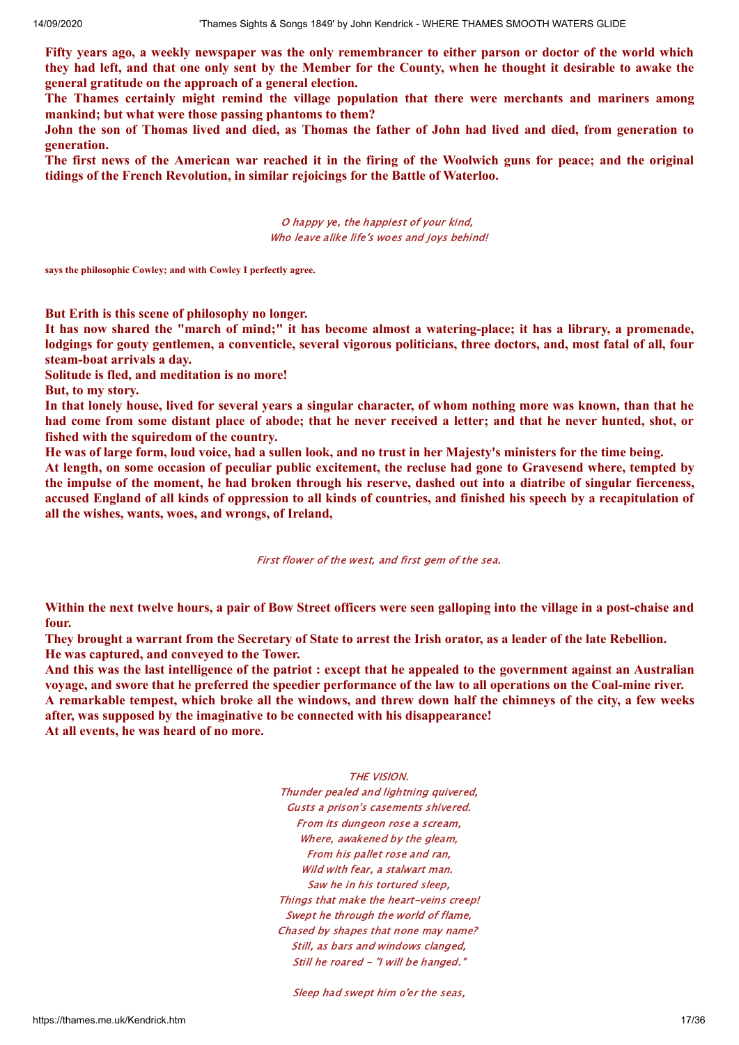**Fifty years ago, a weekly newspaper was the only remembrancer to either parson or doctor of the world which they had left, and that one only sent by the Member for the County, when he thought it desirable to awake the general gratitude on the approach of a general election.**
**The Thames certainly might remind the village population that there were merchants and mariners among mankind; but what were those passing phantoms to them?**
**John the son of Thomas lived and died, as Thomas the father of John had lived and died, from generation to generation.**
**The first news of the American war reached it in the firing of the Woolwich guns for peace; and the original tidings of the French Revolution, in similar rejoicings for the Battle of Waterloo.**

*O happy ye, the happiest of your kind,*
*Who leave alike life's woes and joys behind!*

**says the philosophic Cowley; and with Cowley I perfectly agree.**

**But Erith is this scene of philosophy no longer.**
**It has now shared the "march of mind;" it has become almost a watering-place; it has a library, a promenade, lodgings for gouty gentlemen, a conventicle, several vigorous politicians, three doctors, and, most fatal of all, four steam-boat arrivals a day.**
**Solitude is fled, and meditation is no more!**
**But, to my story.**
**In that lonely house, lived for several years a singular character, of whom nothing more was known, than that he had come from some distant place of abode; that he never received a letter; and that he never hunted, shot, or fished with the squiredom of the country.**
**He was of large form, loud voice, had a sullen look, and no trust in her Majesty's ministers for the time being.**
**At length, on some occasion of peculiar public excitement, the recluse had gone to Gravesend where, tempted by the impulse of the moment, he had broken through his reserve, dashed out into a diatribe of singular fierceness, accused England of all kinds of oppression to all kinds of countries, and finished his speech by a recapitulation of all the wishes, wants, woes, and wrongs, of Ireland,**

*First flower of the west, and first gem of the sea.*

**Within the next twelve hours, a pair of Bow Street officers were seen galloping into the village in a post-chaise and four.**
**They brought a warrant from the Secretary of State to arrest the Irish orator, as a leader of the late Rebellion.**
**He was captured, and conveyed to the Tower.**
**And this was the last intelligence of the patriot : except that he appealed to the government against an Australian voyage, and swore that he preferred the speedier performance of the law to all operations on the Coal-mine river.**
**A remarkable tempest, which broke all the windows, and threw down half the chimneys of the city, a few weeks after, was supposed by the imaginative to be connected with his disappearance!**
**At all events, he was heard of no more.**

*THE VISION.*
*Thunder pealed and lightning quivered,*
*Gusts a prison's casements shivered.*
*From its dungeon rose a scream,*
*Where, awakened by the gleam,*
*From his pallet rose and ran,*
*Wild with fear, a stalwart man.*
*Saw he in his tortured sleep,*
*Things that make the heart-veins creep!*
*Swept he through the world of flame,*
*Chased by shapes that none may name?*
*Still, as bars and windows clanged,*
*Still he roared - "I will be hanged."*

*Sleep had swept him o'er the seas,*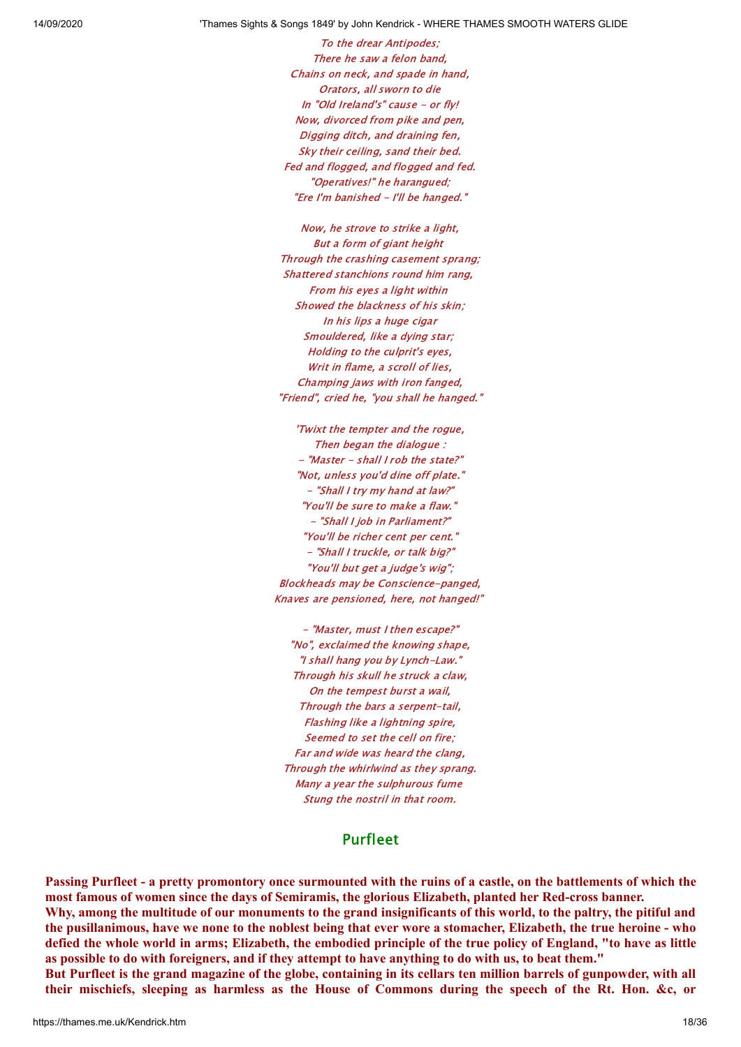*To the drear Antipodes;*
*There he saw a felon band,*
*Chains on neck, and spade in hand,*
*Orators, all sworn to die*
*In "Old Ireland's" cause - or fly!*
*Now, divorced from pike and pen,*
*Digging ditch, and draining fen,*
*Sky their ceiling, sand their bed.*
*Fed and flogged, and flogged and fed.*
*"Operatives!" he harangued;*
*"Ere I'm banished - I'll be hanged."*

*Now, he strove to strike a light,*
*But a form of giant height*
*Through the crashing casement sprang;*
*Shattered stanchions round him rang,*
*From his eyes a light within*
*Showed the blackness of his skin;*
*In his lips a huge cigar*
*Smouldered, like a dying star;*
*Holding to the culprit's eyes,*
*Writ in flame, a scroll of lies,*
*Champing jaws with iron fanged,*
*"Friend", cried he, "you shall he hanged."*

*'Twixt the tempter and the rogue,*
*Then began the dialogue :*
*- "Master - shall I rob the state?"*
*"Not, unless you'd dine off plate."*
*- "Shall I try my hand at law?"*
*"You'll be sure to make a flaw."*
*- "Shall I job in Parliament?"*
*"You'll be richer cent per cent."*
*- "Shall I truckle, or talk big?"*
*"You'll but get a judge's wig";*
*Blockheads may be Conscience-panged,*
*Knaves are pensioned, here, not hanged!"*

*- "Master, must I then escape?"*
*"No", exclaimed the knowing shape,*
*"I shall hang you by Lynch-Law."*
*Through his skull he struck a claw,*
*On the tempest burst a wail,*
*Through the bars a serpent-tail,*
*Flashing like a lightning spire,*
*Seemed to set the cell on fire;*
*Far and wide was heard the clang,*
*Through the whirlwind as they sprang.*
*Many a year the sulphurous fume*
*Stung the nostril in that room.*

## Purfleet

**Passing Purfleet - a pretty promontory once surmounted with the ruins of a castle, on the battlements of which the most famous of women since the days of Semiramis, the glorious Elizabeth, planted her Red-cross banner.**
**Why, among the multitude of our monuments to the grand insignificants of this world, to the paltry, the pitiful and the pusillanimous, have we none to the noblest being that ever wore a stomacher, Elizabeth, the true heroine - who defied the whole world in arms; Elizabeth, the embodied principle of the true policy of England, "to have as little as possible to do with foreigners, and if they attempt to have anything to do with us, to beat them."**
**But Purfleet is the grand magazine of the globe, containing in its cellars ten million barrels of gunpowder, with all their mischiefs, sleeping as harmless as the House of Commons during the speech of the Rt. Hon. &c, or**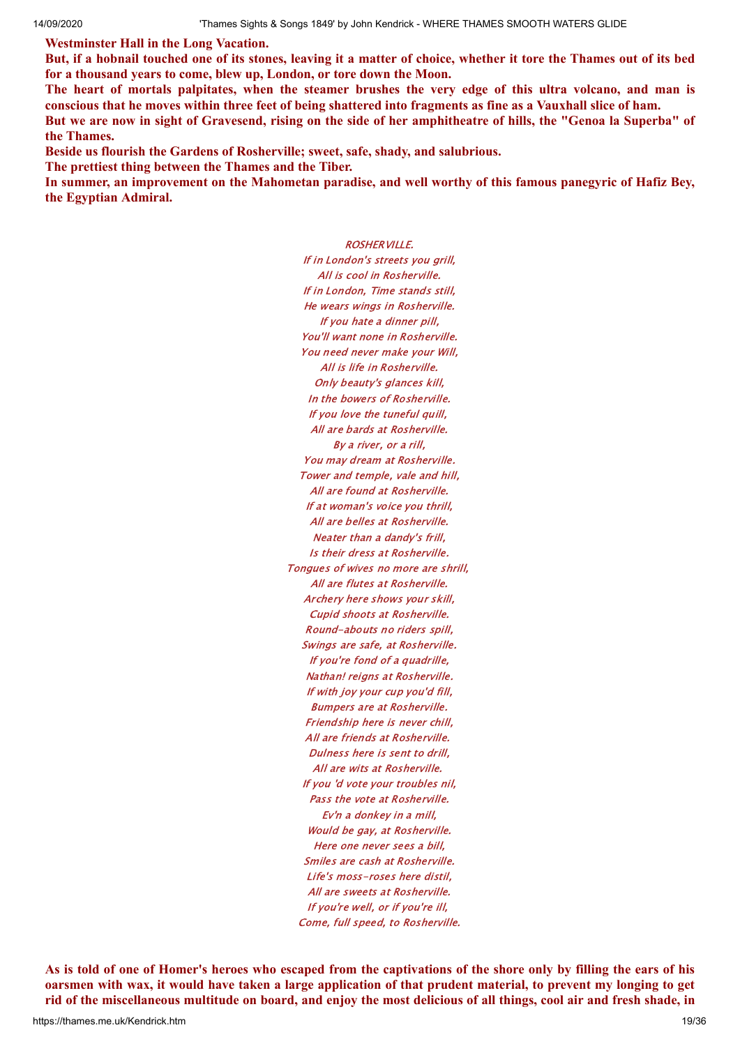**Westminster Hall in the Long Vacation.**

**But, if a hobnail touched one of its stones, leaving it a matter of choice, whether it tore the Thames out of its bed for a thousand years to come, blew up, London, or tore down the Moon.**

**The heart of mortals palpitates, when the steamer brushes the very edge of this ultra volcano, and man is conscious that he moves within three feet of being shattered into fragments as fine as a Vauxhall slice of ham.**

**But we are now in sight of Gravesend, rising on the side of her amphitheatre of hills, the "Genoa la Superba" of the Thames.**

**Beside us flourish the Gardens of Rosherville; sweet, safe, shady, and salubrious.**

**The prettiest thing between the Thames and the Tiber.**

**In summer, an improvement on the Mahometan paradise, and well worthy of this famous panegyric of Hafiz Bey, the Egyptian Admiral.**

*ROSHERVILLE.*
*If in London's streets you grill,*
*All is cool in Rosherville.*
*If in London, Time stands still,*
*He wears wings in Rosherville.*
*If you hate a dinner pill,*
*You'll want none in Rosherville.*
*You need never make your Will,*
*All is life in Rosherville.*
*Only beauty's glances kill,*
*In the bowers of Rosherville.*
*If you love the tuneful quill,*
*All are bards at Rosherville.*
*By a river, or a rill,*
*You may dream at Rosherville.*
*Tower and temple, vale and hill,*
*All are found at Rosherville.*
*If at woman's voice you thrill,*
*All are belles at Rosherville.*
*Neater than a dandy's frill,*
*Is their dress at Rosherville.*
*Tongues of wives no more are shrill,*
*All are flutes at Rosherville.*
*Archery here shows your skill,*
*Cupid shoots at Rosherville.*
*Round-abouts no riders spill,*
*Swings are safe, at Rosherville.*
*If you're fond of a quadrille,*
*Nathan! reigns at Rosherville.*
*If with joy your cup you'd fill,*
*Bumpers are at Rosherville.*
*Friendship here is never chill,*
*All are friends at Rosherville.*
*Dulness here is sent to drill,*
*All are wits at Rosherville.*
*If you 'd vote your troubles nil,*
*Pass the vote at Rosherville.*
*Ev'n a donkey in a mill,*
*Would be gay, at Rosherville.*
*Here one never sees a bill,*
*Smiles are cash at Rosherville.*
*Life's moss-roses here distil,*
*All are sweets at Rosherville.*
*If you're well, or if you're ill,*
*Come, full speed, to Rosherville.*

**As is told of one of Homer's heroes who escaped from the captivations of the shore only by filling the ears of his oarsmen with wax, it would have taken a large application of that prudent material, to prevent my longing to get rid of the miscellaneous multitude on board, and enjoy the most delicious of all things, cool air and fresh shade, in**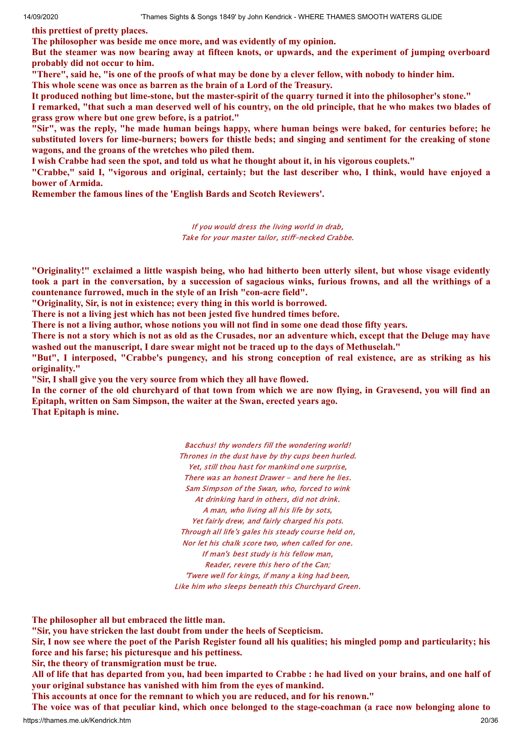**this prettiest of pretty places.**

**The philosopher was beside me once more, and was evidently of my opinion.**

**But the steamer was now bearing away at fifteen knots, or upwards, and the experiment of jumping overboard probably did not occur to him.**

**"There", said he, "is one of the proofs of what may be done by a clever fellow, with nobody to hinder him.**

**This whole scene was once as barren as the brain of a Lord of the Treasury.**

**It produced nothing but lime-stone, but the master-spirit of the quarry turned it into the philosopher's stone."**

**I remarked, "that such a man deserved well of his country, on the old principle, that he who makes two blades of grass grow where but one grew before, is a patriot."**

**"Sir", was the reply, "he made human beings happy, where human beings were baked, for centuries before; he substituted lovers for lime-burners; bowers for thistle beds; and singing and sentiment for the creaking of stone wagons, and the groans of the wretches who piled them.**

**I wish Crabbe had seen the spot, and told us what he thought about it, in his vigorous couplets."**

**"Crabbe," said I, "vigorous and original, certainly; but the last describer who, I think, would have enjoyed a bower of Armida.**

**Remember the famous lines of the 'English Bards and Scotch Reviewers'.**

*If you would dress the living world in drab,*
*Take for your master tailor, stiff-necked Crabbe.*

**"Originality!" exclaimed a little waspish being, who had hitherto been utterly silent, but whose visage evidently took a part in the conversation, by a succession of sagacious winks, furious frowns, and all the writhings of a countenance furrowed, much in the style of an Irish "con-acre field".**

**"Originality, Sir, is not in existence; every thing in this world is borrowed.**

**There is not a living jest which has not been jested five hundred times before.**

**There is not a living author, whose notions you will not find in some one dead those fifty years.**

**There is not a story which is not as old as the Crusades, nor an adventure which, except that the Deluge may have washed out the manuscript, I dare swear might not be traced up to the days of Methuselah."**

**"But", I interposed, "Crabbe's pungency, and his strong conception of real existence, are as striking as his originality."**

**"Sir, I shall give you the very source from which they all have flowed.**

**In the corner of the old churchyard of that town from which we are now flying, in Gravesend, you will find an Epitaph, written on Sam Simpson, the waiter at the Swan, erected years ago.**

**That Epitaph is mine.**

*Bacchus! thy wonders fill the wondering world!*
*Thrones in the dust have by thy cups been hurled.*
*Yet, still thou hast for mankind one surprise,*
*There was an honest Drawer - and here he lies.*
*Sam Simpson of the Swan, who, forced to wink*
*At drinking hard in others, did not drink.*
*A man, who living all his life by sots,*
*Yet fairly drew, and fairly charged his pots.*
*Through all life's gales his steady course held on,*
*Nor let his chalk score two, when called for one.*
*If man's best study is his fellow man,*
*Reader, revere this hero of the Can;*
*'Twere well for kings, if many a king had been,*
*Like him who sleeps beneath this Churchyard Green.*

**The philosopher all but embraced the little man.**

**"Sir, you have stricken the last doubt from under the heels of Scepticism.**

**Sir, I now see where the poet of the Parish Register found all his qualities; his mingled pomp and particularity; his force and his farse; his picturesque and his pettiness.**

**Sir, the theory of transmigration must be true.**

**All of life that has departed from you, had been imparted to Crabbe : he had lived on your brains, and one half of your original substance has vanished with him from the eyes of mankind.**

**This accounts at once for the remnant to which you are reduced, and for his renown."**

**The voice was of that peculiar kind, which once belonged to the stage-coachman (a race now belonging alone to**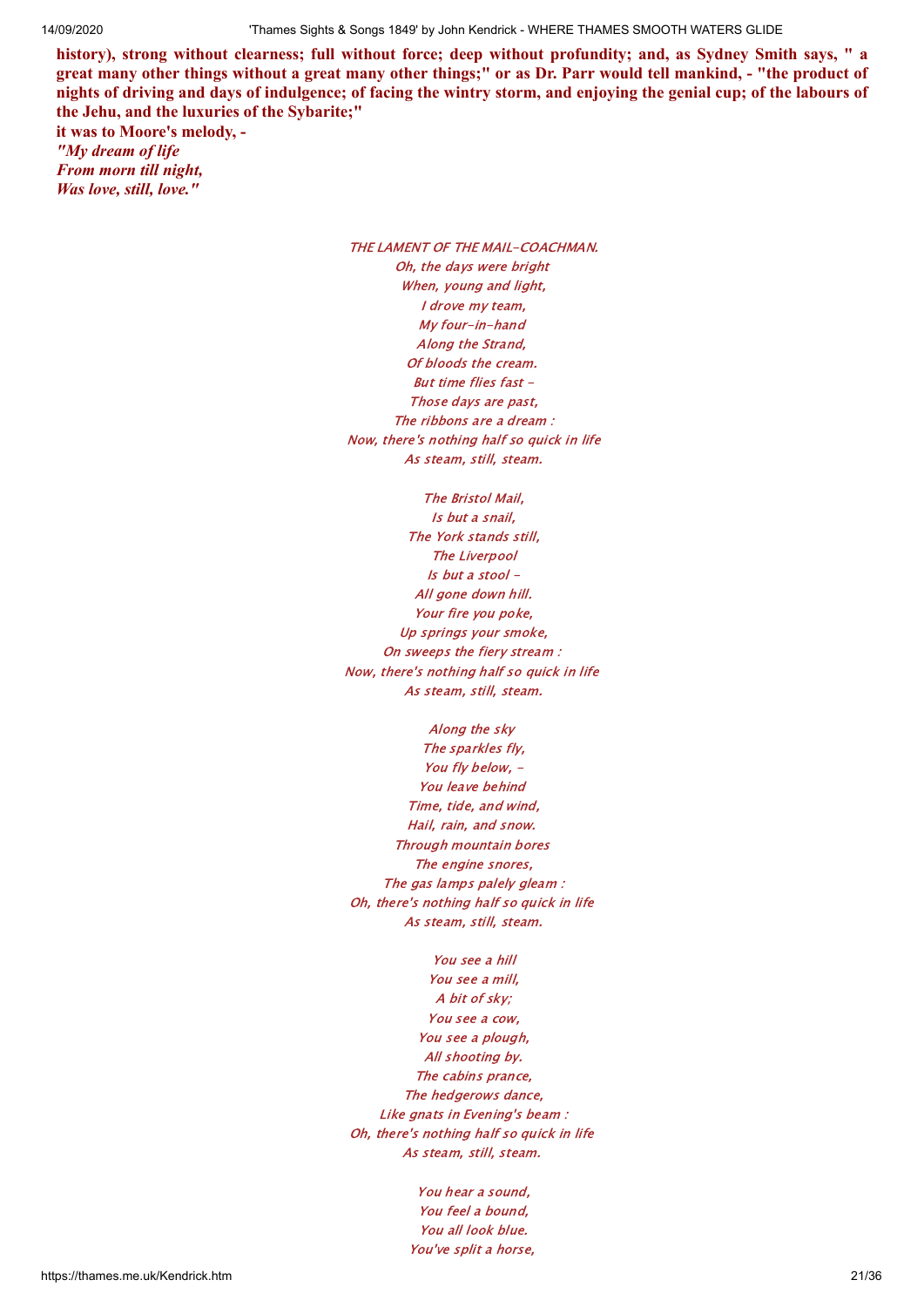**history), strong without clearness; full without force; deep without profundity; and, as Sydney Smith says, " a great many other things without a great many other things;" or as Dr. Parr would tell mankind, - "the product of nights of driving and days of indulgence; of facing the wintry storm, and enjoying the genial cup; of the labours of the Jehu, and the luxuries of the Sybarite;"**
**it was to Moore's melody, -**
***"My dream of life***
***From morn till night,***
***Was love, still, love."***

*THE LAMENT OF THE MAIL-COACHMAN.*

*Oh, the days were bright*
*When, young and light,*
*I drove my team,*
*My four-in-hand*
*Along the Strand,*
*Of bloods the cream.*
*But time flies fast -*
*Those days are past,*
*The ribbons are a dream :*
*Now, there's nothing half so quick in life*
*As steam, still, steam.*

*The Bristol Mail,*
*Is but a snail,*
*The York stands still,*
*The Liverpool*
*Is but a stool -*
*All gone down hill.*
*Your fire you poke,*
*Up springs your smoke,*
*On sweeps the fiery stream :*
*Now, there's nothing half so quick in life*
*As steam, still, steam.*

*Along the sky*
*The sparkles fly,*
*You fly below, -*
*You leave behind*
*Time, tide, and wind,*
*Hail, rain, and snow.*
*Through mountain bores*
*The engine snores,*
*The gas lamps palely gleam :*
*Oh, there's nothing half so quick in life*
*As steam, still, steam.*

*You see a hill*
*You see a mill,*
*A bit of sky;*
*You see a cow,*
*You see a plough,*
*All shooting by.*
*The cabins prance,*
*The hedgerows dance,*
*Like gnats in Evening's beam :*
*Oh, there's nothing half so quick in life*
*As steam, still, steam.*

*You hear a sound,*
*You feel a bound,*
*You all look blue.*
*You've split a horse,*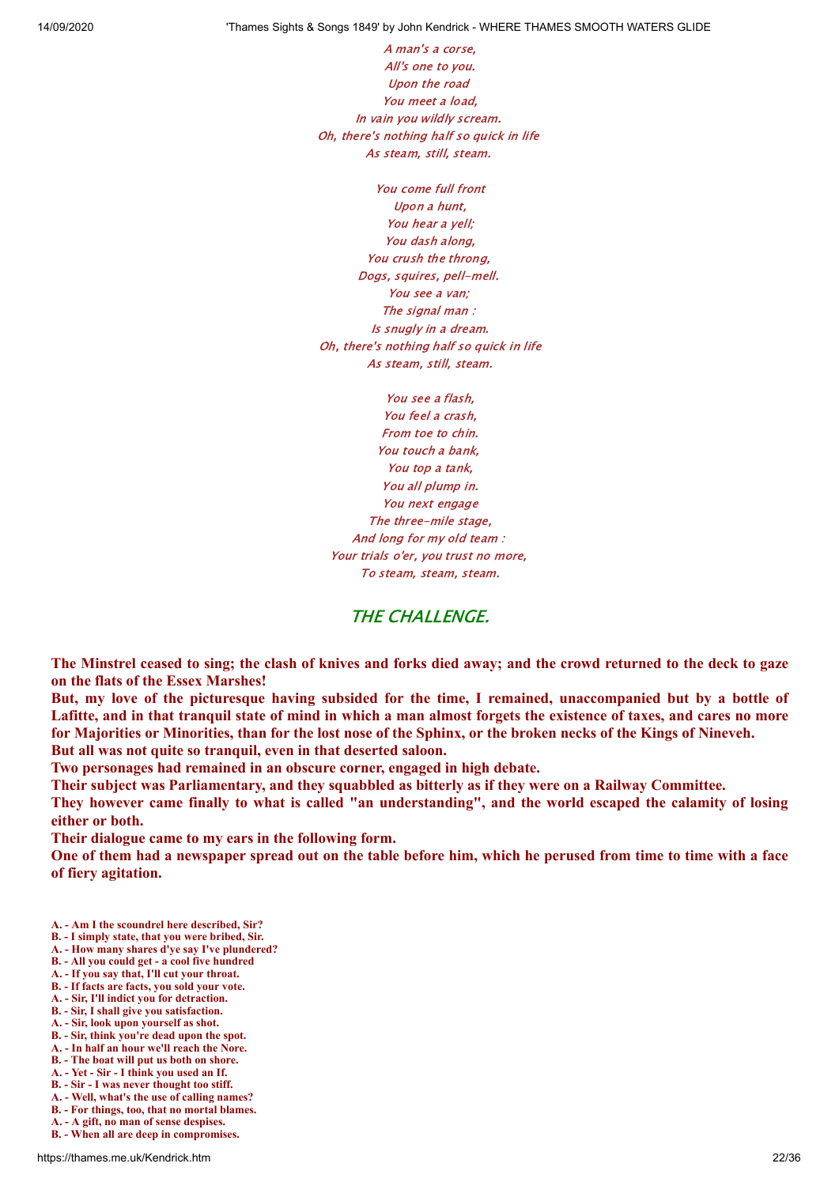*A man's a corse,*
*All's one to you.*
*Upon the road*
*You meet a load,*
*In vain you wildly scream.*
*Oh, there's nothing half so quick in life*
*As steam, still, steam.*

*You come full front*
*Upon a hunt,*
*You hear a yell;*
*You dash along,*
*You crush the throng,*
*Dogs, squires, pell-mell.*
*You see a van;*
*The signal man :*
*Is snugly in a dream.*
*Oh, there's nothing half so quick in life*
*As steam, still, steam.*

*You see a flash,*
*You feel a crash,*
*From toe to chin.*
*You touch a bank,*
*You top a tank,*
*You all plump in.*
*You next engage*
*The three-mile stage,*
*And long for my old team :*
*Your trials o'er, you trust no more,*
*To steam, steam, steam.*

## THE CHALLENGE.

**The Minstrel ceased to sing; the clash of knives and forks died away; and the crowd returned to the deck to gaze on the flats of the Essex Marshes!**

**But, my love of the picturesque having subsided for the time, I remained, unaccompanied but by a bottle of Lafitte, and in that tranquil state of mind in which a man almost forgets the existence of taxes, and cares no more for Majorities or Minorities, than for the lost nose of the Sphinx, or the broken necks of the Kings of Nineveh.**

**But all was not quite so tranquil, even in that deserted saloon.**

**Two personages had remained in an obscure corner, engaged in high debate.**

**Their subject was Parliamentary, and they squabbled as bitterly as if they were on a Railway Committee.**

**They however came finally to what is called "an understanding", and the world escaped the calamity of losing either or both.**

**Their dialogue came to my ears in the following form.**

**One of them had a newspaper spread out on the table before him, which he perused from time to time with a face of fiery agitation.**

**A. - Am I the scoundrel here described, Sir?**
**B. - I simply state, that you were bribed, Sir.**
**A. - How many shares d'ye say I've plundered?**
**B. - All you could get - a cool five hundred**
**A. - If you say that, I'll cut your throat.**
**B. - If facts are facts, you sold your vote.**
**A. - Sir, I'll indict you for detraction.**
**B. - Sir, I shall give you satisfaction.**
**A. - Sir, look upon yourself as shot.**
**B. - Sir, think you're dead upon the spot.**
**A. - In half an hour we'll reach the Nore.**
**B. - The boat will put us both on shore.**
**A. - Yet - Sir - I think you used an If.**
**B. - Sir - I was never thought too stiff.**
**A. - Well, what's the use of calling names?**
**B. - For things, too, that no mortal blames.**
**A. - A gift, no man of sense despises.**
**B. - When all are deep in compromises.**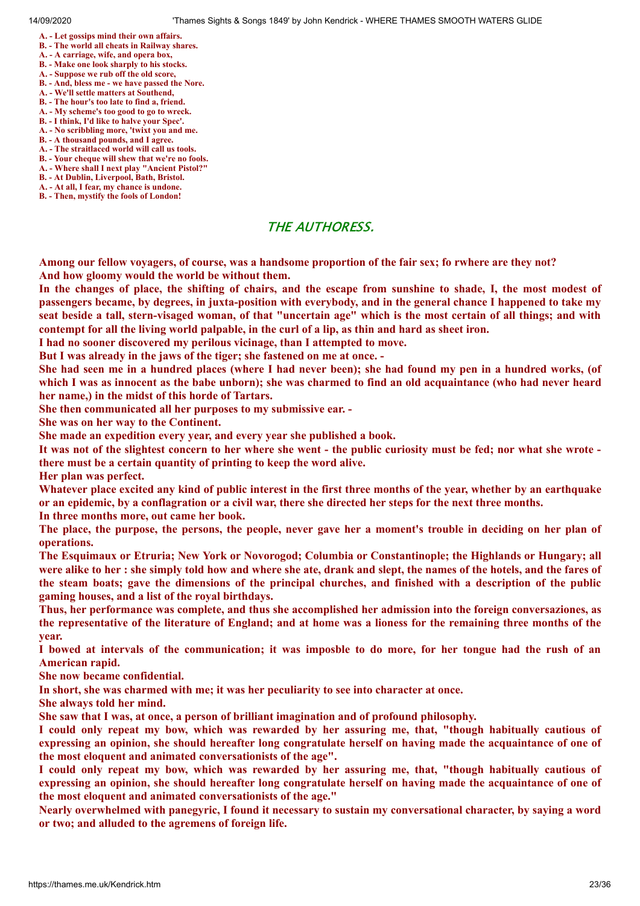**A. - Let gossips mind their own affairs.**
**B. - The world all cheats in Railway shares.**
**A. - A carriage, wife, and opera box,**
**B. - Make one look sharply to his stocks.**
**A. - Suppose we rub off the old score,**
**B. - And, bless me - we have passed the Nore.**
**A. - We'll settle matters at Southend,**
**B. - The hour's too late to find a, friend.**
**A. - My scheme's too good to go to wreck.**
**B. - I think, I'd like to halve your Spec'.**
**A. - No scribbling more, 'twixt you and me.**
**B. - A thousand pounds, and I agree.**
**A. - The straitlaced world will call us tools.**
**B. - Your cheque will shew that we're no fools.**
**A. - Where shall I next play "Ancient Pistol?"**
**B. - At Dublin, Liverpool, Bath, Bristol.**
**A. - At all, I fear, my chance is undone.**
**B. - Then, mystify the fools of London!**

## THE AUTHORESS.

**Among our fellow voyagers, of course, was a handsome proportion of the fair sex; fo rwhere are they not? And how gloomy would the world be without them.**

**In the changes of place, the shifting of chairs, and the escape from sunshine to shade, I, the most modest of passengers became, by degrees, in juxta-position with everybody, and in the general chance I happened to take my seat beside a tall, stern-visaged woman, of that "uncertain age" which is the most certain of all things; and with contempt for all the living world palpable, in the curl of a lip, as thin and hard as sheet iron.**

**I had no sooner discovered my perilous vicinage, than I attempted to move.**

**But I was already in the jaws of the tiger; she fastened on me at once. -**

**She had seen me in a hundred places (where I had never been); she had found my pen in a hundred works, (of which I was as innocent as the babe unborn); she was charmed to find an old acquaintance (who had never heard her name,) in the midst of this horde of Tartars.**

**She then communicated all her purposes to my submissive ear. -**

**She was on her way to the Continent.**

**She made an expedition every year, and every year she published a book.**

**It was not of the slightest concern to her where she went - the public curiosity must be fed; nor what she wrote - there must be a certain quantity of printing to keep the word alive.**

**Her plan was perfect.**

**Whatever place excited any kind of public interest in the first three months of the year, whether by an earthquake or an epidemic, by a conflagration or a civil war, there she directed her steps for the next three months.**

**In three months more, out came her book.**

**The place, the purpose, the persons, the people, never gave her a moment's trouble in deciding on her plan of operations.**

**The Esquimaux or Etruria; New York or Novorogod; Columbia or Constantinople; the Highlands or Hungary; all were alike to her : she simply told how and where she ate, drank and slept, the names of the hotels, and the fares of the steam boats; gave the dimensions of the principal churches, and finished with a description of the public gaming houses, and a list of the royal birthdays.**

**Thus, her performance was complete, and thus she accomplished her admission into the foreign conversaziones, as the representative of the literature of England; and at home was a lioness for the remaining three months of the year.**

**I bowed at intervals of the communication; it was imposble to do more, for her tongue had the rush of an American rapid.**

**She now became confidential.**

**In short, she was charmed with me; it was her peculiarity to see into character at once.**

**She always told her mind.**

**She saw that I was, at once, a person of brilliant imagination and of profound philosophy.**

**I could only repeat my bow, which was rewarded by her assuring me, that, "though habitually cautious of expressing an opinion, she should hereafter long congratulate herself on having made the acquaintance of one of the most eloquent and animated conversationists of the age".**

**I could only repeat my bow, which was rewarded by her assuring me, that, "though habitually cautious of expressing an opinion, she should hereafter long congratulate herself on having made the acquaintance of one of the most eloquent and animated conversationists of the age."**

**Nearly overwhelmed with panegyric, I found it necessary to sustain my conversational character, by saying a word or two; and alluded to the agremens of foreign life.**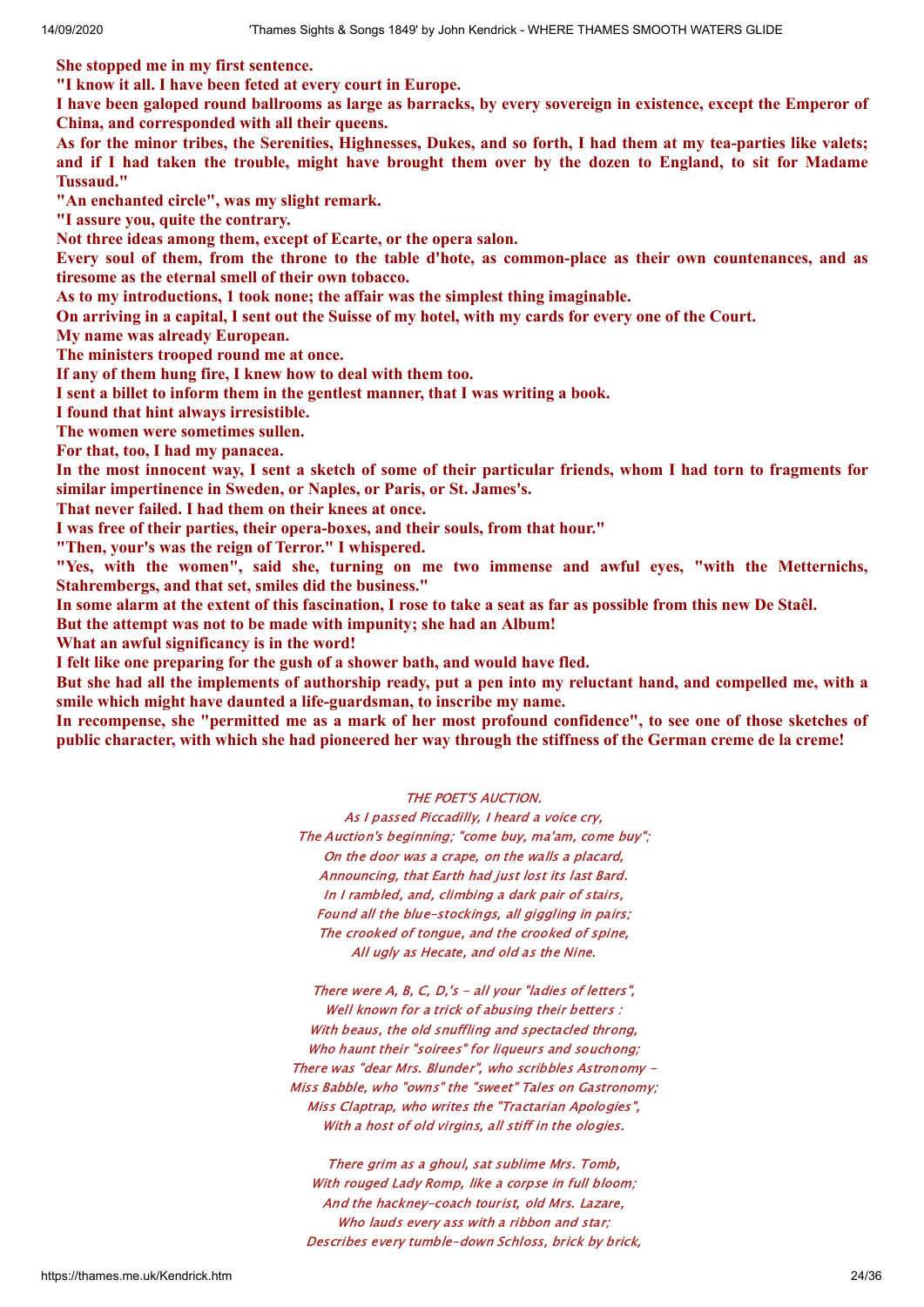**She stopped me in my first sentence.**

**"I know it all. I have been feted at every court in Europe.**

**I have been galoped round ballrooms as large as barracks, by every sovereign in existence, except the Emperor of China, and corresponded with all their queens.**

**As for the minor tribes, the Serenities, Highnesses, Dukes, and so forth, I had them at my tea-parties like valets; and if I had taken the trouble, might have brought them over by the dozen to England, to sit for Madame Tussaud."**

**"An enchanted circle", was my slight remark.**

**"I assure you, quite the contrary.**

**Not three ideas among them, except of Ecarte, or the opera salon.**

**Every soul of them, from the throne to the table d'hote, as common-place as their own countenances, and as tiresome as the eternal smell of their own tobacco.**

**As to my introductions, 1 took none; the affair was the simplest thing imaginable.**

**On arriving in a capital, I sent out the Suisse of my hotel, with my cards for every one of the Court.**

**My name was already European.**

**The ministers trooped round me at once.**

**If any of them hung fire, I knew how to deal with them too.**

**I sent a billet to inform them in the gentlest manner, that I was writing a book.**

**I found that hint always irresistible.**

**The women were sometimes sullen.**

**For that, too, I had my panacea.**

**In the most innocent way, I sent a sketch of some of their particular friends, whom I had torn to fragments for similar impertinence in Sweden, or Naples, or Paris, or St. James's.**

**That never failed. I had them on their knees at once.**

**I was free of their parties, their opera-boxes, and their souls, from that hour."**

**"Then, your's was the reign of Terror." I whispered.**

**"Yes, with the women", said she, turning on me two immense and awful eyes, "with the Metternichs, Stahrembergs, and that set, smiles did the business."**

**In some alarm at the extent of this fascination, I rose to take a seat as far as possible from this new De Staêl.**

**But the attempt was not to be made with impunity; she had an Album!**

**What an awful significancy is in the word!**

**I felt like one preparing for the gush of a shower bath, and would have fled.**

**But she had all the implements of authorship ready, put a pen into my reluctant hand, and compelled me, with a smile which might have daunted a life-guardsman, to inscribe my name.**

**In recompense, she "permitted me as a mark of her most profound confidence", to see one of those sketches of public character, with which she had pioneered her way through the stiffness of the German creme de la creme!**

*THE POET'S AUCTION.*

*As I passed Piccadilly, I heard a voice cry,*
*The Auction's beginning; "come buy, ma'am, come buy";*
*On the door was a crape, on the walls a placard,*
*Announcing, that Earth had just lost its last Bard.*
*In I rambled, and, climbing a dark pair of stairs,*
*Found all the blue-stockings, all giggling in pairs;*
*The crooked of tongue, and the crooked of spine,*
*All ugly as Hecate, and old as the Nine.*

*There were A, B, C, D,'s - all your "ladies of letters",*
*Well known for a trick of abusing their betters :*
*With beaus, the old snuffling and spectacled throng,*
*Who haunt their "soirees" for liqueurs and souchong;*
*There was "dear Mrs. Blunder", who scribbles Astronomy -*
*Miss Babble, who "owns" the "sweet" Tales on Gastronomy;*
*Miss Claptrap, who writes the "Tractarian Apologies",*
*With a host of old virgins, all stiff in the ologies.*

*There grim as a ghoul, sat sublime Mrs. Tomb,*
*With rouged Lady Romp, like a corpse in full bloom;*
*And the hackney-coach tourist, old Mrs. Lazare,*
*Who lauds every ass with a ribbon and star;*
*Describes every tumble-down Schloss, brick by brick,*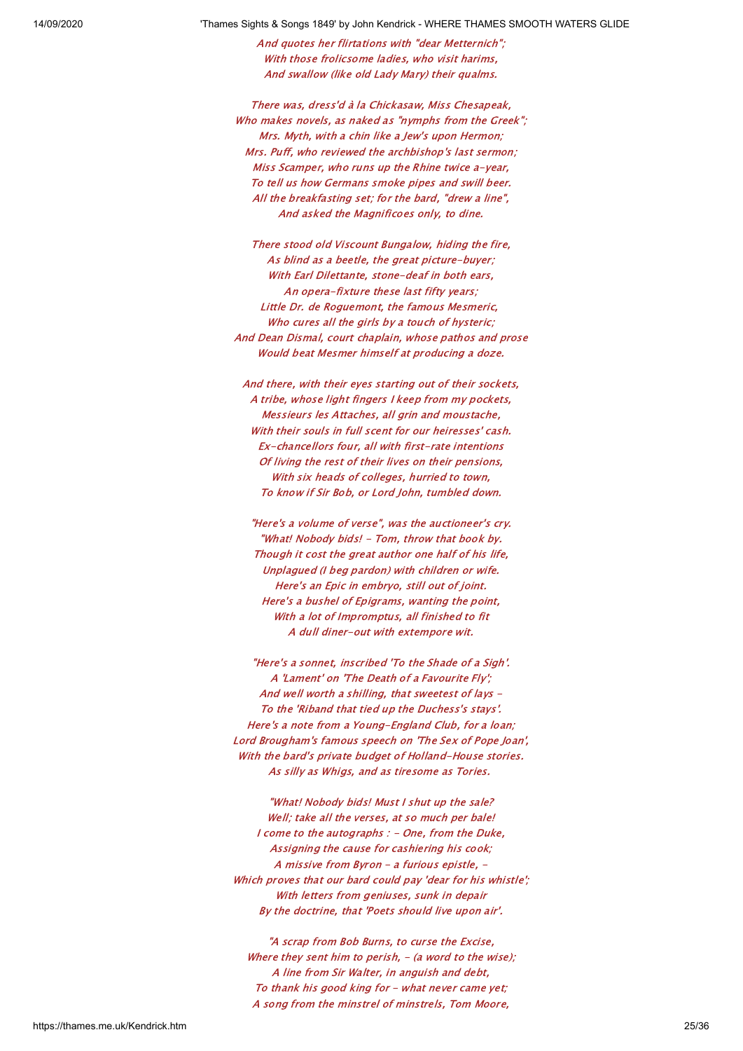*And quotes her flirtations with "dear Metternich";*
*With those frolicsome ladies, who visit harims,*
*And swallow (like old Lady Mary) their qualms.*

*There was, dress'd à la Chickasaw, Miss Chesapeak,*
*Who makes novels, as naked as "nymphs from the Greek";*
*Mrs. Myth, with a chin like a Jew's upon Hermon;*
*Mrs. Puff, who reviewed the archbishop's last sermon;*
*Miss Scamper, who runs up the Rhine twice a-year,*
*To tell us how Germans smoke pipes and swill beer.*
*All the breakfasting set; for the bard, "drew a line",*
*And asked the Magnificoes only, to dine.*

*There stood old Viscount Bungalow, hiding the fire,*
*As blind as a beetle, the great picture-buyer;*
*With Earl Dilettante, stone-deaf in both ears,*
*An opera-fixture these last fifty years;*
*Little Dr. de Roguemont, the famous Mesmeric,*
*Who cures all the girls by a touch of hysteric;*
*And Dean Dismal, court chaplain, whose pathos and prose*
*Would beat Mesmer himself at producing a doze.*

*And there, with their eyes starting out of their sockets,*
*A tribe, whose light fingers I keep from my pockets,*
*Messieurs les Attaches, all grin and moustache,*
*With their souls in full scent for our heiresses' cash.*
*Ex-chancellors four, all with first-rate intentions*
*Of living the rest of their lives on their pensions,*
*With six heads of colleges, hurried to town,*
*To know if Sir Bob, or Lord John, tumbled down.*

*"Here's a volume of verse", was the auctioneer's cry.*
*"What! Nobody bids! - Tom, throw that book by.*
*Though it cost the great author one half of his life,*
*Unplagued (I beg pardon) with children or wife.*
*Here's an Epic in embryo, still out of joint.*
*Here's a bushel of Epigrams, wanting the point,*
*With a lot of Impromptus, all finished to fit*
*A dull diner-out with extempore wit.*

*"Here's a sonnet, inscribed 'To the Shade of a Sigh'.*
*A 'Lament' on 'The Death of a Favourite Fly';*
*And well worth a shilling, that sweetest of lays -*
*To the 'Riband that tied up the Duchess's stays'.*
*Here's a note from a Young-England Club, for a loan;*
*Lord Brougham's famous speech on 'The Sex of Pope Joan',*
*With the bard's private budget of Holland-House stories.*
*As silly as Whigs, and as tiresome as Tories.*

*"What! Nobody bids! Must I shut up the sale?*
*Well; take all the verses, at so much per bale!*
*I come to the autographs : - One, from the Duke,*
*Assigning the cause for cashiering his cook;*
*A missive from Byron - a furious epistle, -*
*Which proves that our bard could pay 'dear for his whistle';*
*With letters from geniuses, sunk in depair*
*By the doctrine, that 'Poets should live upon air'.*

*"A scrap from Bob Burns, to curse the Excise,*
*Where they sent him to perish, - (a word to the wise);*
*A line from Sir Walter, in anguish and debt,*
*To thank his good king for - what never came yet;*
*A song from the minstrel of minstrels, Tom Moore,*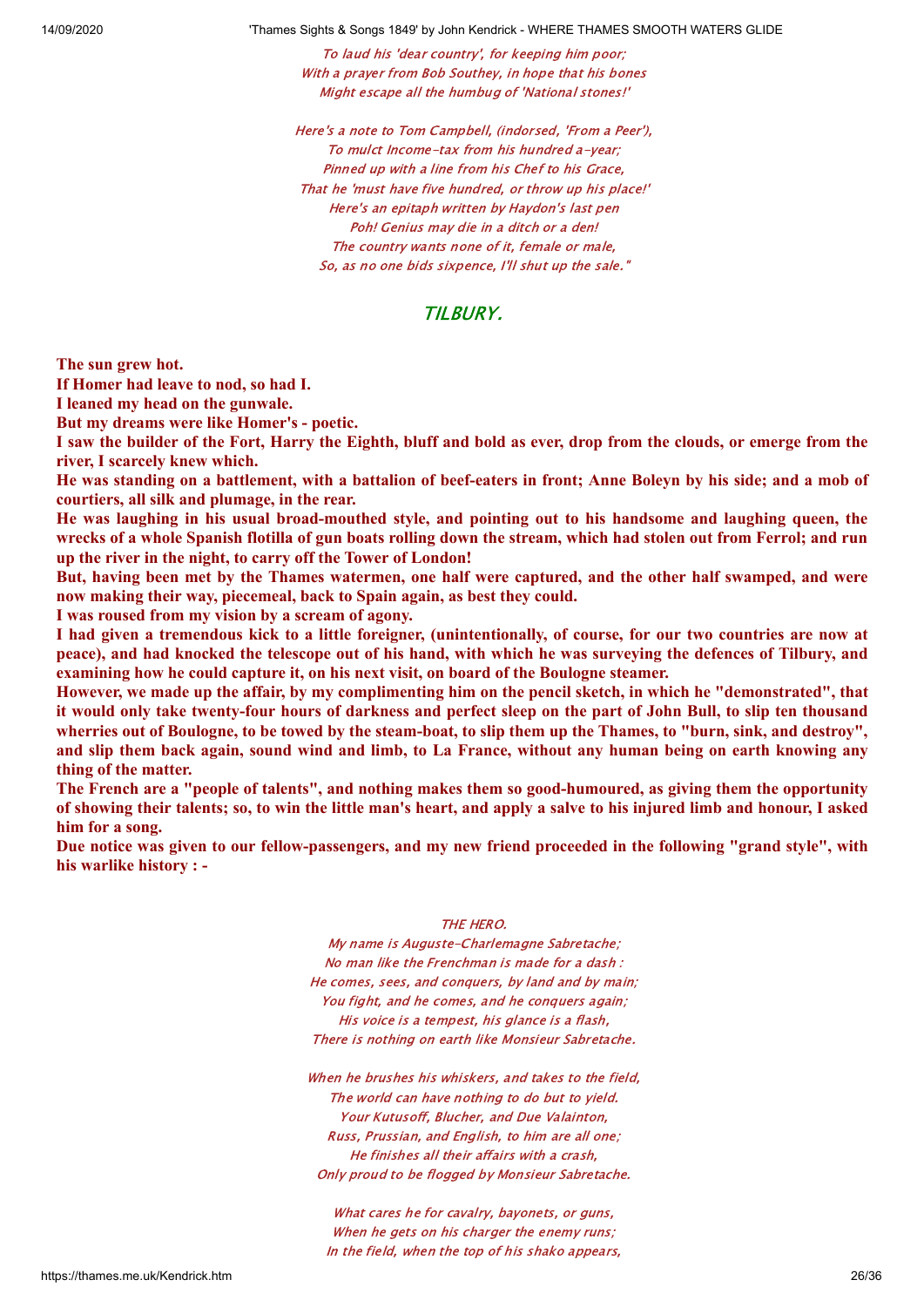*To laud his 'dear country', for keeping him poor;*
*With a prayer from Bob Southey, in hope that his bones*
*Might escape all the humbug of 'National stones!'*

*Here's a note to Tom Campbell, (indorsed, 'From a Peer'),*
*To mulct Income-tax from his hundred a-year;*
*Pinned up with a line from his Chef to his Grace,*
*That he 'must have five hundred, or throw up his place!'*
*Here's an epitaph written by Haydon's last pen*
*Poh! Genius may die in a ditch or a den!*
*The country wants none of it, female or male,*
*So, as no one bids sixpence, I'll shut up the sale."*

## TILBURY.

**The sun grew hot.**

**If Homer had leave to nod, so had I.**

**I leaned my head on the gunwale.**

**But my dreams were like Homer's - poetic.**

**I saw the builder of the Fort, Harry the Eighth, bluff and bold as ever, drop from the clouds, or emerge from the river, I scarcely knew which.**

**He was standing on a battlement, with a battalion of beef-eaters in front; Anne Boleyn by his side; and a mob of courtiers, all silk and plumage, in the rear.**

**He was laughing in his usual broad-mouthed style, and pointing out to his handsome and laughing queen, the wrecks of a whole Spanish flotilla of gun boats rolling down the stream, which had stolen out from Ferrol; and run up the river in the night, to carry off the Tower of London!**

**But, having been met by the Thames watermen, one half were captured, and the other half swamped, and were now making their way, piecemeal, back to Spain again, as best they could.**

**I was roused from my vision by a scream of agony.**

**I had given a tremendous kick to a little foreigner, (unintentionally, of course, for our two countries are now at peace), and had knocked the telescope out of his hand, with which he was surveying the defences of Tilbury, and examining how he could capture it, on his next visit, on board of the Boulogne steamer.**

**However, we made up the affair, by my complimenting him on the pencil sketch, in which he "demonstrated", that it would only take twenty-four hours of darkness and perfect sleep on the part of John Bull, to slip ten thousand wherries out of Boulogne, to be towed by the steam-boat, to slip them up the Thames, to "burn, sink, and destroy", and slip them back again, sound wind and limb, to La France, without any human being on earth knowing any thing of the matter.**

**The French are a "people of talents", and nothing makes them so good-humoured, as giving them the opportunity of showing their talents; so, to win the little man's heart, and apply a salve to his injured limb and honour, I asked him for a song.**

**Due notice was given to our fellow-passengers, and my new friend proceeded in the following "grand style", with his warlike history : -**

*THE HERO.*

*My name is Auguste-Charlemagne Sabretache;*
*No man like the Frenchman is made for a dash :*
*He comes, sees, and conquers, by land and by main;*
*You fight, and he comes, and he conquers again;*
*His voice is a tempest, his glance is a flash,*
*There is nothing on earth like Monsieur Sabretache.*

*When he brushes his whiskers, and takes to the field,*
*The world can have nothing to do but to yield.*
*Your Kutusoff, Blucher, and Due Valainton,*
*Russ, Prussian, and English, to him are all one;*
*He finishes all their affairs with a crash,*
*Only proud to be flogged by Monsieur Sabretache.*

*What cares he for cavalry, bayonets, or guns,*
*When he gets on his charger the enemy runs;*
*In the field, when the top of his shako appears,*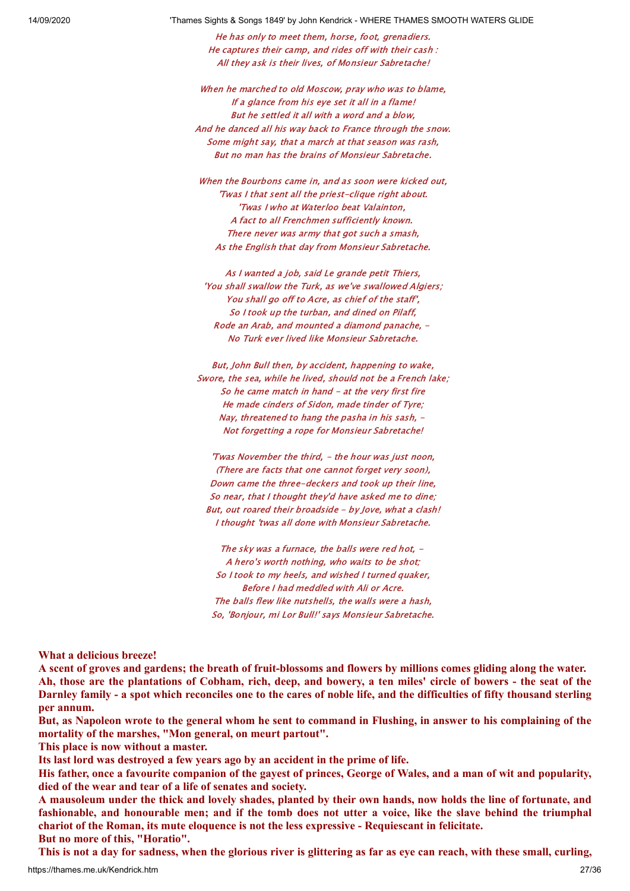*He has only to meet them, horse, foot, grenadiers.*
*He captures their camp, and rides off with their cash :*
*All they ask is their lives, of Monsieur Sabretache!*

*When he marched to old Moscow, pray who was to blame,*
*If a glance from his eye set it all in a flame!*
*But he settled it all with a word and a blow,*
*And he danced all his way back to France through the snow.*
*Some might say, that a march at that season was rash,*
*But no man has the brains of Monsieur Sabretache.*

*When the Bourbons came in, and as soon were kicked out,*
*'Twas I that sent all the priest-clique right about.*
*'Twas I who at Waterloo beat Valainton,*
*A fact to all Frenchmen sufficiently known.*
*There never was army that got such a smash,*
*As the English that day from Monsieur Sabretache.*

*As I wanted a job, said Le grande petit Thiers,*
*'You shall swallow the Turk, as we've swallowed Algiers;*
*You shall go off to Acre, as chief of the staff',*
*So I took up the turban, and dined on Pilaff,*
*Rode an Arab, and mounted a diamond panache, -*
*No Turk ever lived like Monsieur Sabretache.*

*But, John Bull then, by accident, happening to wake,*
*Swore, the sea, while he lived, should not be a French lake;*
*So he came match in hand - at the very first fire*
*He made cinders of Sidon, made tinder of Tyre;*
*Nay, threatened to hang the pasha in his sash, -*
*Not forgetting a rope for Monsieur Sabretache!*

*'Twas November the third, - the hour was just noon,*
*(There are facts that one cannot forget very soon),*
*Down came the three-deckers and took up their line,*
*So near, that I thought they'd have asked me to dine;*
*But, out roared their broadside - by Jove, what a clash!*
*I thought 'twas all done with Monsieur Sabretache.*

*The sky was a furnace, the balls were red hot, -*
*A hero's worth nothing, who waits to be shot;*
*So I took to my heels, and wished I turned quaker,*
*Before I had meddled with Ali or Acre.*
*The balls flew like nutshells, the walls were a hash,*
*So, 'Bonjour, mi Lor Bull!' says Monsieur Sabretache.*

**What a delicious breeze!**
**A scent of groves and gardens; the breath of fruit-blossoms and flowers by millions comes gliding along the water.**
**Ah, those are the plantations of Cobham, rich, deep, and bowery, a ten miles' circle of bowers - the seat of the Darnley family - a spot which reconciles one to the cares of noble life, and the difficulties of fifty thousand sterling per annum.**
**But, as Napoleon wrote to the general whom he sent to command in Flushing, in answer to his complaining of the mortality of the marshes, "Mon general, on meurt partout".**
**This place is now without a master.**
**Its last lord was destroyed a few years ago by an accident in the prime of life.**
**His father, once a favourite companion of the gayest of princes, George of Wales, and a man of wit and popularity, died of the wear and tear of a life of senates and society.**
**A mausoleum under the thick and lovely shades, planted by their own hands, now holds the line of fortunate, and fashionable, and honourable men; and if the tomb does not utter a voice, like the slave behind the triumphal chariot of the Roman, its mute eloquence is not the less expressive - Requiescant in felicitate.**
**But no more of this, "Horatio".**
**This is not a day for sadness, when the glorious river is glittering as far as eye can reach, with these small, curling,**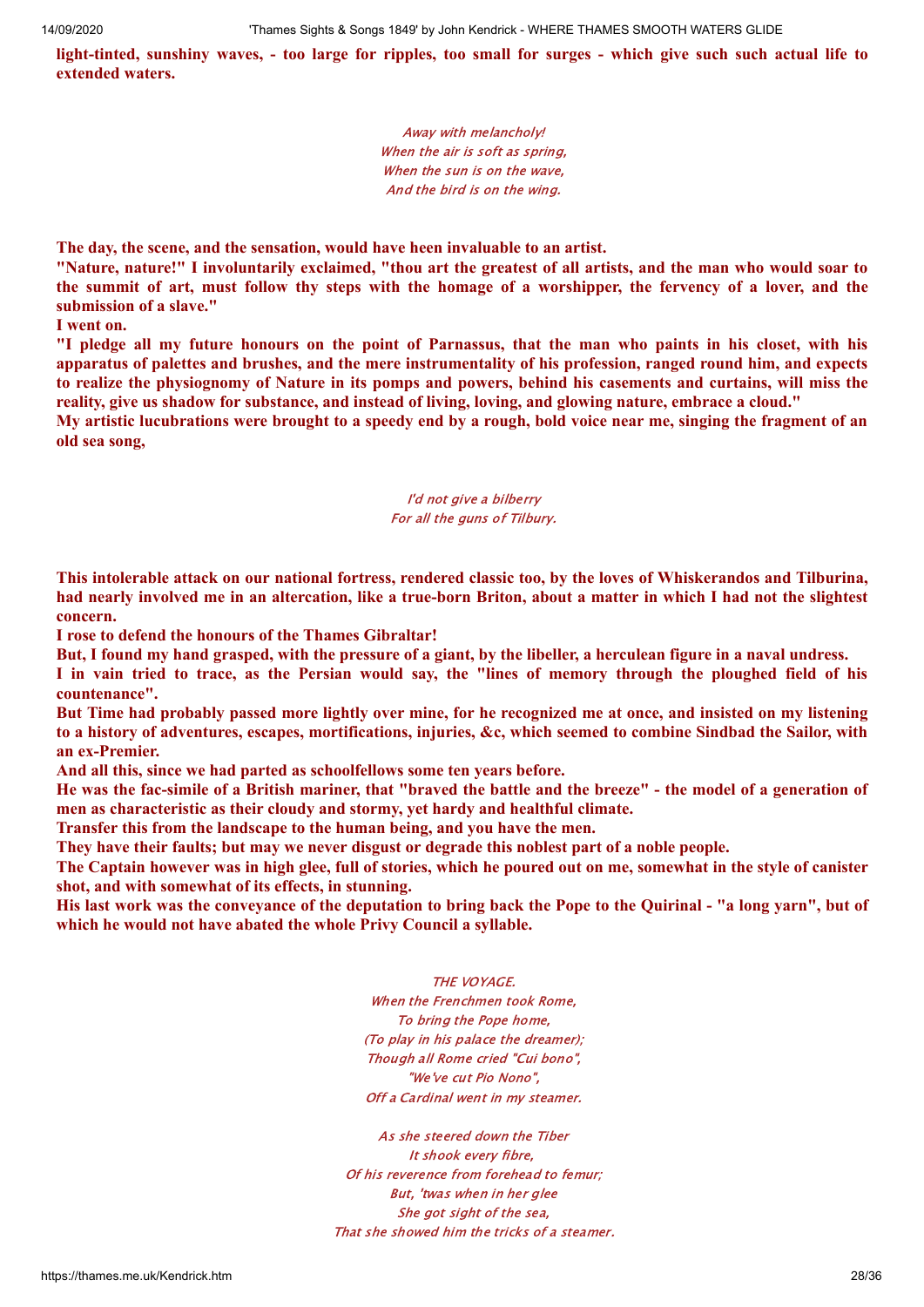**light-tinted, sunshiny waves, - too large for ripples, too small for surges - which give such such actual life to extended waters.**

*Away with melancholy!*
*When the air is soft as spring,*
*When the sun is on the wave,*
*And the bird is on the wing.*

**The day, the scene, and the sensation, would have heen invaluable to an artist.**

**"Nature, nature!" I involuntarily exclaimed, "thou art the greatest of all artists, and the man who would soar to the summit of art, must follow thy steps with the homage of a worshipper, the fervency of a lover, and the submission of a slave."**

**I went on.**

**"I pledge all my future honours on the point of Parnassus, that the man who paints in his closet, with his apparatus of palettes and brushes, and the mere instrumentality of his profession, ranged round him, and expects to realize the physiognomy of Nature in its pomps and powers, behind his casements and curtains, will miss the reality, give us shadow for substance, and instead of living, loving, and glowing nature, embrace a cloud."**

**My artistic lucubrations were brought to a speedy end by a rough, bold voice near me, singing the fragment of an old sea song,**

*I'd not give a bilberry*
*For all the guns of Tilbury.*

**This intolerable attack on our national fortress, rendered classic too, by the loves of Whiskerandos and Tilburina, had nearly involved me in an altercation, like a true-born Briton, about a matter in which I had not the slightest concern.**

**I rose to defend the honours of the Thames Gibraltar!**

**But, I found my hand grasped, with the pressure of a giant, by the libeller, a herculean figure in a naval undress.**

**I in vain tried to trace, as the Persian would say, the "lines of memory through the ploughed field of his countenance".**

**But Time had probably passed more lightly over mine, for he recognized me at once, and insisted on my listening to a history of adventures, escapes, mortifications, injuries, &c, which seemed to combine Sindbad the Sailor, with an ex-Premier.**

**And all this, since we had parted as schoolfellows some ten years before.**

**He was the fac-simile of a British mariner, that "braved the battle and the breeze" - the model of a generation of men as characteristic as their cloudy and stormy, yet hardy and healthful climate.**

**Transfer this from the landscape to the human being, and you have the men.**

**They have their faults; but may we never disgust or degrade this noblest part of a noble people.**

**The Captain however was in high glee, full of stories, which he poured out on me, somewhat in the style of canister shot, and with somewhat of its effects, in stunning.**

**His last work was the conveyance of the deputation to bring back the Pope to the Quirinal - "a long yarn", but of which he would not have abated the whole Privy Council a syllable.**

*THE VOYAGE.*
*When the Frenchmen took Rome,*
*To bring the Pope home,*
*(To play in his palace the dreamer);*
*Though all Rome cried "Cui bono",*
*"We've cut Pio Nono",*
*Off a Cardinal went in my steamer.*

*As she steered down the Tiber*
*It shook every fibre,*
*Of his reverence from forehead to femur;*
*But, 'twas when in her glee*
*She got sight of the sea,*
*That she showed him the tricks of a steamer.*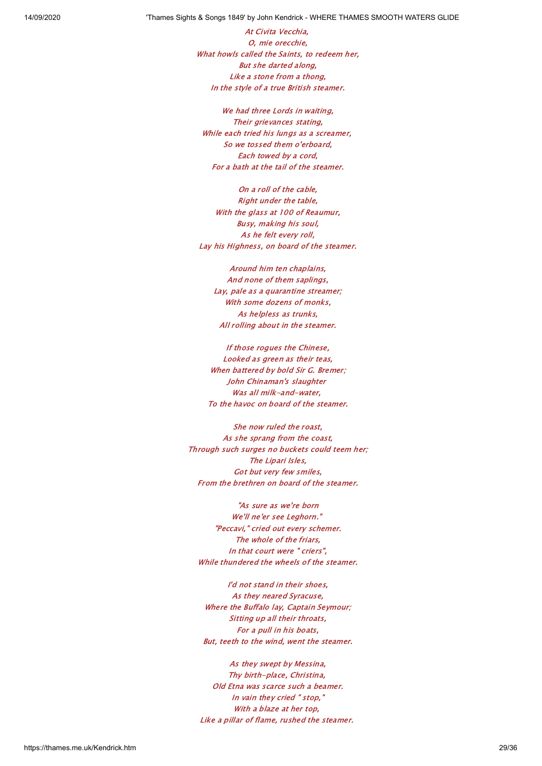*At Civita Vecchia,*
*O, mie orecchie,*
*What howls called the Saints, to redeem her,*
*But she darted along,*
*Like a stone from a thong,*
*In the style of a true British steamer.*

*We had three Lords in waiting,*
*Their grievances stating,*
*While each tried his lungs as a screamer,*
*So we tossed them o'erboard,*
*Each towed by a cord,*
*For a bath at the tail of the steamer.*

*On a roll of the cable,*
*Right under the table,*
*With the glass at 100 of Reaumur,*
*Busy, making his soul,*
*As he felt every roll,*
*Lay his Highness, on board of the steamer.*

*Around him ten chaplains,*
*And none of them saplings,*
*Lay, pale as a quarantine streamer;*
*With some dozens of monks,*
*As helpless as trunks,*
*All rolling about in the steamer.*

*If those rogues the Chinese,*
*Looked as green as their teas,*
*When battered by bold Sir G. Bremer;*
*John Chinaman's slaughter*
*Was all milk-and-water,*
*To the havoc on board of the steamer.*

*She now ruled the roast,*
*As she sprang from the coast,*
*Through such surges no buckets could teem her;*
*The Lipari Isles,*
*Got but very few smiles,*
*From the brethren on board of the steamer.*

*"As sure as we're born*
*We'll ne'er see Leghorn."*
*"Peccavi," cried out every schemer.*
*The whole of the friars,*
*In that court were " criers",*
*While thundered the wheels of the steamer.*

*I'd not stand in their shoes,*
*As they neared Syracuse,*
*Where the Buffalo lay, Captain Seymour;*
*Sitting up all their throats,*
*For a pull in his boats,*
*But, teeth to the wind, went the steamer.*

*As they swept by Messina,*
*Thy birth-place, Christina,*
*Old Etna was scarce such a beamer.*
*In vain they cried " stop,"*
*With a blaze at her top,*
*Like a pillar of flame, rushed the steamer.*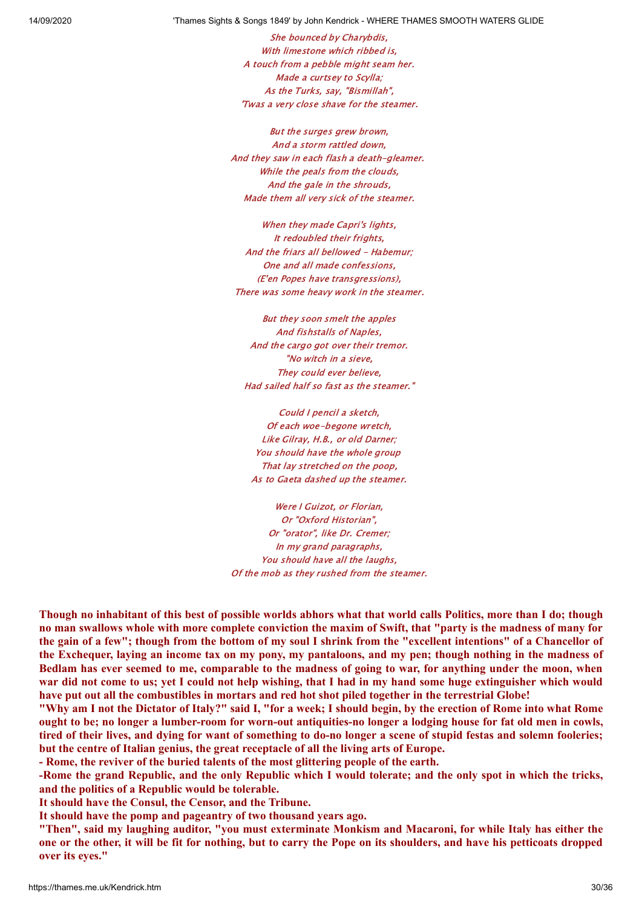*She bounced by Charybdis,*
*With limestone which ribbed is,*
*A touch from a pebble might seam her.*
*Made a curtsey to Scylla;*
*As the Turks, say, "Bismillah",*
*'Twas a very close shave for the steamer.*

*But the surges grew brown,*
*And a storm rattled down,*
*And they saw in each flash a death-gleamer.*
*While the peals from the clouds,*
*And the gale in the shrouds,*
*Made them all very sick of the steamer.*

*When they made Capri's lights,*
*It redoubled their frights,*
*And the friars all bellowed - Habemur;*
*One and all made confessions,*
*(E'en Popes have transgressions),*
*There was some heavy work in the steamer.*

*But they soon smelt the apples*
*And fishstalls of Naples,*
*And the cargo got over their tremor.*
*"No witch in a sieve,*
*They could ever believe,*
*Had sailed half so fast as the steamer."*

*Could I pencil a sketch,*
*Of each woe-begone wretch,*
*Like Gilray, H.B., or old Darner;*
*You should have the whole group*
*That lay stretched on the poop,*
*As to Gaeta dashed up the steamer.*

*Were I Guizot, or Florian,*
*Or "Oxford Historian",*
*Or "orator", like Dr. Cremer;*
*In my grand paragraphs,*
*You should have all the laughs,*
*Of the mob as they rushed from the steamer.*

**Though no inhabitant of this best of possible worlds abhors what that world calls Politics, more than I do; though no man swallows whole with more complete conviction the maxim of Swift, that "party is the madness of many for the gain of a few"; though from the bottom of my soul I shrink from the "excellent intentions" of a Chancellor of the Exchequer, laying an income tax on my pony, my pantaloons, and my pen; though nothing in the madness of Bedlam has ever seemed to me, comparable to the madness of going to war, for anything under the moon, when war did not come to us; yet I could not help wishing, that I had in my hand some huge extinguisher which would have put out all the combustibles in mortars and red hot shot piled together in the terrestrial Globe!**

**"Why am I not the Dictator of Italy?" said I, "for a week; I should begin, by the erection of Rome into what Rome ought to be; no longer a lumber-room for worn-out antiquities-no longer a lodging house for fat old men in cowls, tired of their lives, and dying for want of something to do-no longer a scene of stupid festas and solemn fooleries; but the centre of Italian genius, the great receptacle of all the living arts of Europe.**

**- Rome, the reviver of the buried talents of the most glittering people of the earth.**

**-Rome the grand Republic, and the only Republic which I would tolerate; and the only spot in which the tricks, and the politics of a Republic would be tolerable.**

**It should have the Consul, the Censor, and the Tribune.**

**It should have the pomp and pageantry of two thousand years ago.**

**"Then", said my laughing auditor, "you must exterminate Monkism and Macaroni, for while Italy has either the one or the other, it will be fit for nothing, but to carry the Pope on its shoulders, and have his petticoats dropped over its eyes."**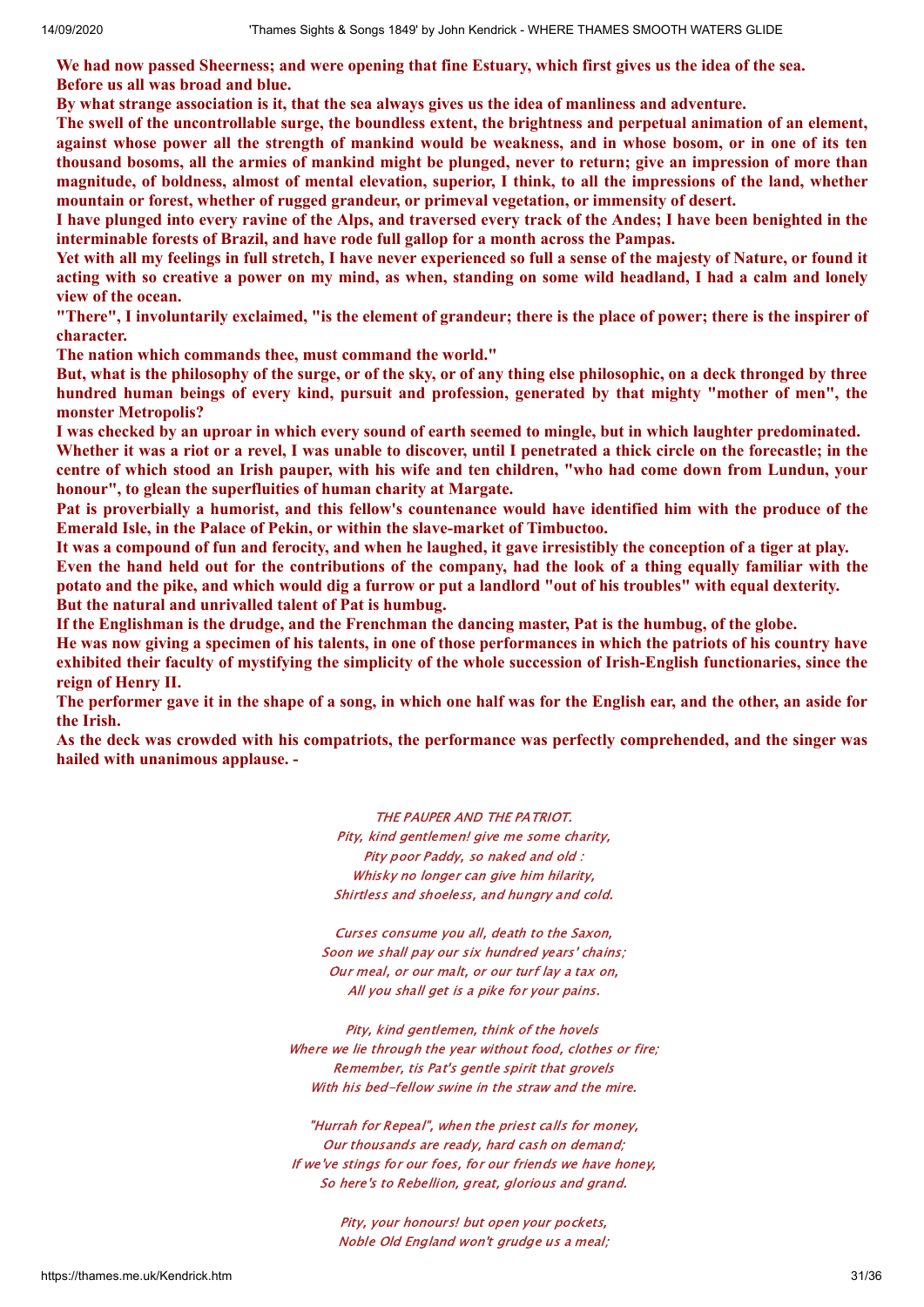**We had now passed Sheerness; and were opening that fine Estuary, which first gives us the idea of the sea.**
**Before us all was broad and blue.**

**By what strange association is it, that the sea always gives us the idea of manliness and adventure.**

**The swell of the uncontrollable surge, the boundless extent, the brightness and perpetual animation of an element, against whose power all the strength of mankind would be weakness, and in whose bosom, or in one of its ten thousand bosoms, all the armies of mankind might be plunged, never to return; give an impression of more than magnitude, of boldness, almost of mental elevation, superior, I think, to all the impressions of the land, whether mountain or forest, whether of rugged grandeur, or primeval vegetation, or immensity of desert.**

**I have plunged into every ravine of the Alps, and traversed every track of the Andes; I have been benighted in the interminable forests of Brazil, and have rode full gallop for a month across the Pampas.**

**Yet with all my feelings in full stretch, I have never experienced so full a sense of the majesty of Nature, or found it acting with so creative a power on my mind, as when, standing on some wild headland, I had a calm and lonely view of the ocean.**

**"There", I involuntarily exclaimed, "is the element of grandeur; there is the place of power; there is the inspirer of character.**

**The nation which commands thee, must command the world."**

**But, what is the philosophy of the surge, or of the sky, or of any thing else philosophic, on a deck thronged by three hundred human beings of every kind, pursuit and profession, generated by that mighty "mother of men", the monster Metropolis?**

**I was checked by an uproar in which every sound of earth seemed to mingle, but in which laughter predominated.**

**Whether it was a riot or a revel, I was unable to discover, until I penetrated a thick circle on the forecastle; in the centre of which stood an Irish pauper, with his wife and ten children, "who had come down from Lundun, your honour", to glean the superfluities of human charity at Margate.**

**Pat is proverbially a humorist, and this fellow's countenance would have identified him with the produce of the Emerald Isle, in the Palace of Pekin, or within the slave-market of Timbuctoo.**

**It was a compound of fun and ferocity, and when he laughed, it gave irresistibly the conception of a tiger at play.**

**Even the hand held out for the contributions of the company, had the look of a thing equally familiar with the potato and the pike, and which would dig a furrow or put a landlord "out of his troubles" with equal dexterity.**

**But the natural and unrivalled talent of Pat is humbug.**

**If the Englishman is the drudge, and the Frenchman the dancing master, Pat is the humbug, of the globe.**

**He was now giving a specimen of his talents, in one of those performances in which the patriots of his country have exhibited their faculty of mystifying the simplicity of the whole succession of Irish-English functionaries, since the reign of Henry II.**

**The performer gave it in the shape of a song, in which one half was for the English ear, and the other, an aside for the Irish.**

**As the deck was crowded with his compatriots, the performance was perfectly comprehended, and the singer was hailed with unanimous applause. -**

*THE PAUPER AND THE PATRIOT.*

*Pity, kind gentlemen! give me some charity,*
*Pity poor Paddy, so naked and old :*
*Whisky no longer can give him hilarity,*
*Shirtless and shoeless, and hungry and cold.*

*Curses consume you all, death to the Saxon,*
*Soon we shall pay our six hundred years' chains;*
*Our meal, or our malt, or our turf lay a tax on,*
*All you shall get is a pike for your pains.*

*Pity, kind gentlemen, think of the hovels*
*Where we lie through the year without food, clothes or fire;*
*Remember, tis Pat's gentle spirit that grovels*
*With his bed-fellow swine in the straw and the mire.*

*"Hurrah for Repeal", when the priest calls for money,*
*Our thousands are ready, hard cash on demand;*
*If we've stings for our foes, for our friends we have honey,*
*So here's to Rebellion, great, glorious and grand.*

*Pity, your honours! but open your pockets,*
*Noble Old England won't grudge us a meal;*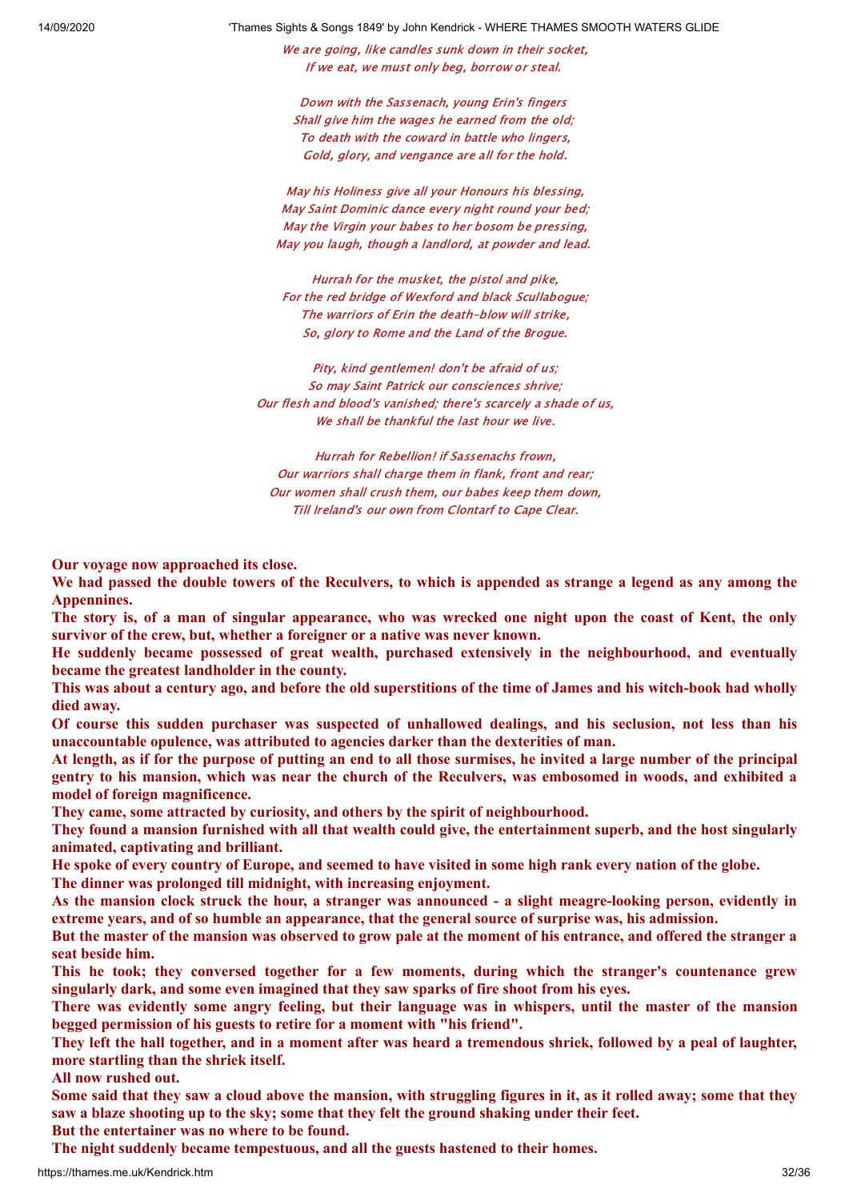*We are going, like candles sunk down in their socket,*
*If we eat, we must only beg, borrow or steal.*

*Down with the Sassenach, young Erin's fingers*
*Shall give him the wages he earned from the old;*
*To death with the coward in battle who lingers,*
*Gold, glory, and vengance are all for the hold.*

*May his Holiness give all your Honours his blessing,*
*May Saint Dominic dance every night round your bed;*
*May the Virgin your babes to her bosom be pressing,*
*May you laugh, though a landlord, at powder and lead.*

*Hurrah for the musket, the pistol and pike,*
*For the red bridge of Wexford and black Scullabogue;*
*The warriors of Erin the death-blow will strike,*
*So, glory to Rome and the Land of the Brogue.*

*Pity, kind gentlemen! don't be afraid of us;*
*So may Saint Patrick our consciences shrive;*
*Our flesh and blood's vanished; there's scarcely a shade of us,*
*We shall be thankful the last hour we live.*

*Hurrah for Rebellion! if Sassenachs frown,*
*Our warriors shall charge them in flank, front and rear;*
*Our women shall crush them, our babes keep them down,*
*Till Ireland's our own from Clontarf to Cape Clear.*

**Our voyage now approached its close.**
**We had passed the double towers of the Reculvers, to which is appended as strange a legend as any among the Appennines.**
**The story is, of a man of singular appearance, who was wrecked one night upon the coast of Kent, the only survivor of the crew, but, whether a foreigner or a native was never known.**
**He suddenly became possessed of great wealth, purchased extensively in the neighbourhood, and eventually became the greatest landholder in the county.**
**This was about a century ago, and before the old superstitions of the time of James and his witch-book had wholly died away.**
**Of course this sudden purchaser was suspected of unhallowed dealings, and his seclusion, not less than his unaccountable opulence, was attributed to agencies darker than the dexterities of man.**
**At length, as if for the purpose of putting an end to all those surmises, he invited a large number of the principal gentry to his mansion, which was near the church of the Reculvers, was embosomed in woods, and exhibited a model of foreign magnificence.**
**They came, some attracted by curiosity, and others by the spirit of neighbourhood.**
**They found a mansion furnished with all that wealth could give, the entertainment superb, and the host singularly animated, captivating and brilliant.**
**He spoke of every country of Europe, and seemed to have visited in some high rank every nation of the globe.**
**The dinner was prolonged till midnight, with increasing enjoyment.**
**As the mansion clock struck the hour, a stranger was announced - a slight meagre-looking person, evidently in extreme years, and of so humble an appearance, that the general source of surprise was, his admission.**
**But the master of the mansion was observed to grow pale at the moment of his entrance, and offered the stranger a seat beside him.**
**This he took; they conversed together for a few moments, during which the stranger's countenance grew singularly dark, and some even imagined that they saw sparks of fire shoot from his eyes.**
**There was evidently some angry feeling, but their language was in whispers, until the master of the mansion begged permission of his guests to retire for a moment with "his friend".**
**They left the hall together, and in a moment after was heard a tremendous shriek, followed by a peal of laughter, more startling than the shriek itself.**
**All now rushed out.**
**Some said that they saw a cloud above the mansion, with struggling figures in it, as it rolled away; some that they saw a blaze shooting up to the sky; some that they felt the ground shaking under their feet.**
**But the entertainer was no where to be found.**
**The night suddenly became tempestuous, and all the guests hastened to their homes.**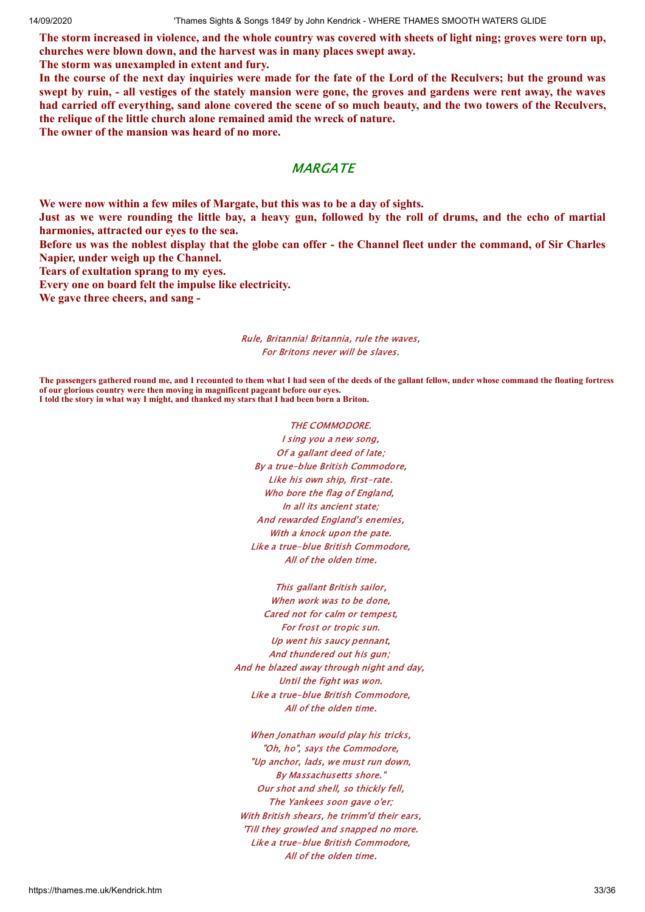**The storm increased in violence, and the whole country was covered with sheets of light ning; groves were torn up, churches were blown down, and the harvest was in many places swept away.**

**The storm was unexampled in extent and fury.**

**In the course of the next day inquiries were made for the fate of the Lord of the Reculvers; but the ground was swept by ruin, - all vestiges of the stately mansion were gone, the groves and gardens were rent away, the waves had carried off everything, sand alone covered the scene of so much beauty, and the two towers of the Reculvers, the relique of the little church alone remained amid the wreck of nature.**

**The owner of the mansion was heard of no more.**

## *MARGATE*

**We were now within a few miles of Margate, but this was to be a day of sights.**

**Just as we were rounding the little bay, a heavy gun, followed by the roll of drums, and the echo of martial harmonies, attracted our eyes to the sea.**

**Before us was the noblest display that the globe can offer - the Channel fleet under the command, of Sir Charles Napier, under weigh up the Channel.**

**Tears of exultation sprang to my eyes.**

**Every one on board felt the impulse like electricity.**

**We gave three cheers, and sang -**

*Rule, Britannia! Britannia, rule the waves,*
*For Britons never will be slaves.*

**The passengers gathered round me, and I recounted to them what I had seen of the deeds of the gallant fellow, under whose command the floating fortress of our glorious country were then moving in magnificent pageant before our eyes.**

**I told the story in what way I might, and thanked my stars that I had been born a Briton.**

*THE COMMODORE.*

*I sing you a new song,*
*Of a gallant deed of late;*
*By a true-blue British Commodore,*
*Like his own ship, first-rate.*
*Who bore the flag of England,*
*In all its ancient state;*
*And rewarded England's enemies,*
*With a knock upon the pate.*
*Like a true-blue British Commodore,*
*All of the olden time.*

*This gallant British sailor,*
*When work was to be done,*
*Cared not for calm or tempest,*
*For frost or tropic sun.*
*Up went his saucy pennant,*
*And thundered out his gun;*
*And he blazed away through night and day,*
*Until the fight was won.*
*Like a true-blue British Commodore,*
*All of the olden time.*

*When Jonathan would play his tricks,*
*"Oh, ho", says the Commodore,*
*"Up anchor, lads, we must run down,*
*By Massachusetts shore."*
*Our shot and shell, so thickly fell,*
*The Yankees soon gave o'er;*
*With British shears, he trimm'd their ears,*
*'Till they growled and snapped no more.*
*Like a true-blue British Commodore,*
*All of the olden time.*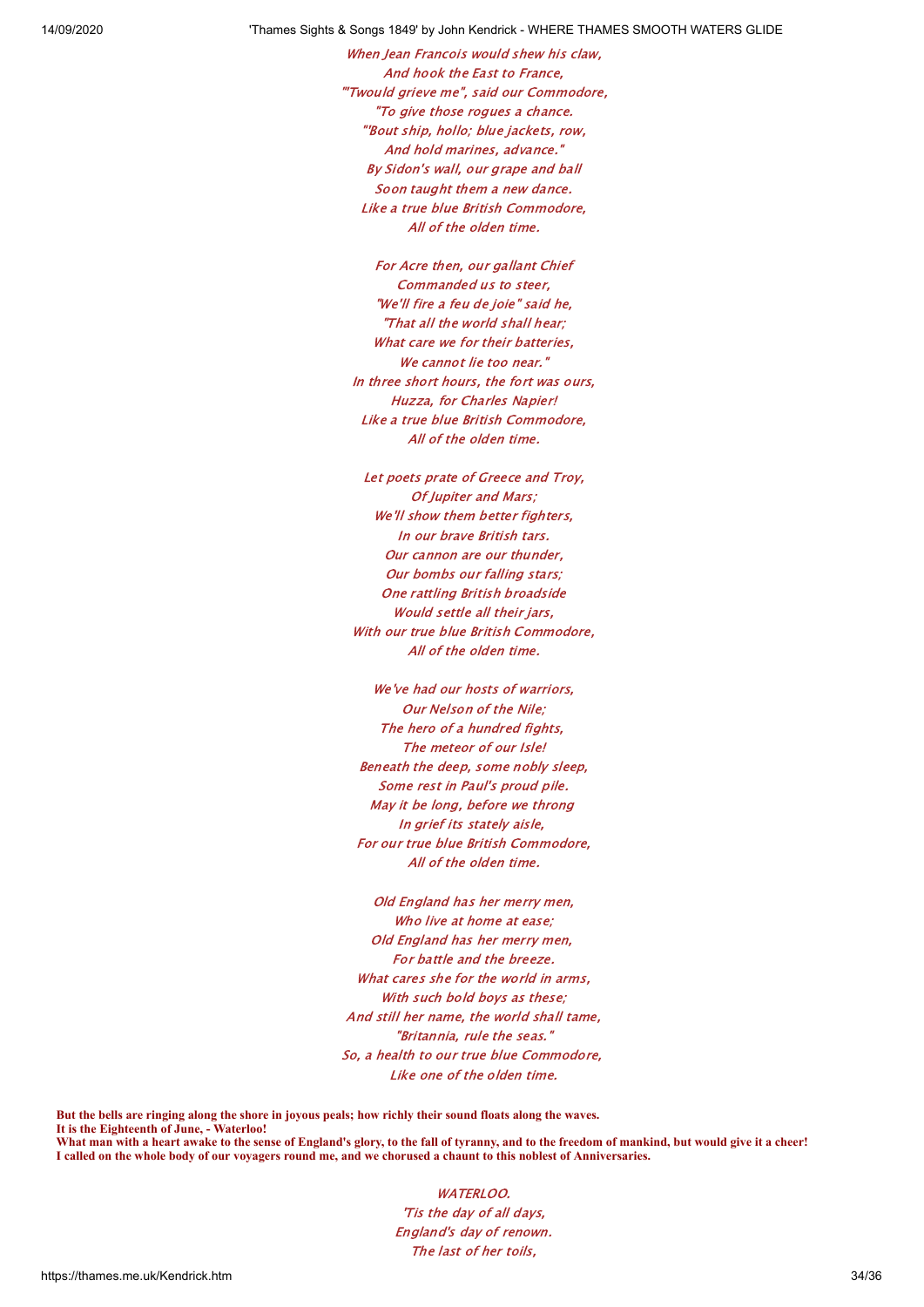*When Jean Francois would shew his claw,*
*And hook the East to France,*
*"'Twould grieve me", said our Commodore,*
*"To give those rogues a chance.*
*"'Bout ship, hollo; blue jackets, row,*
*And hold marines, advance."*
*By Sidon's wall, our grape and ball*
*Soon taught them a new dance.*
*Like a true blue British Commodore,*
*All of the olden time.*

*For Acre then, our gallant Chief*
*Commanded us to steer,*
*"We'll fire a feu de joie" said he,*
*"That all the world shall hear;*
*What care we for their batteries,*
*We cannot lie too near."*
*In three short hours, the fort was ours,*
*Huzza, for Charles Napier!*
*Like a true blue British Commodore,*
*All of the olden time.*

*Let poets prate of Greece and Troy,*
*Of Jupiter and Mars;*
*We'll show them better fighters,*
*In our brave British tars.*
*Our cannon are our thunder,*
*Our bombs our falling stars;*
*One rattling British broadside*
*Would settle all their jars,*
*With our true blue British Commodore,*
*All of the olden time.*

*We've had our hosts of warriors,*
*Our Nelson of the Nile;*
*The hero of a hundred fights,*
*The meteor of our Isle!*
*Beneath the deep, some nobly sleep,*
*Some rest in Paul's proud pile.*
*May it be long, before we throng*
*In grief its stately aisle,*
*For our true blue British Commodore,*
*All of the olden time.*

*Old England has her merry men,*
*Who live at home at ease;*
*Old England has her merry men,*
*For battle and the breeze.*
*What cares she for the world in arms,*
*With such bold boys as these;*
*And still her name, the world shall tame,*
*"Britannia, rule the seas."*
*So, a health to our true blue Commodore,*
*Like one of the olden time.*

**But the bells are ringing along the shore in joyous peals; how richly their sound floats along the waves.**
**It is the Eighteenth of June, - Waterloo!**
**What man with a heart awake to the sense of England's glory, to the fall of tyranny, and to the freedom of mankind, but would give it a cheer!**
**I called on the whole body of our voyagers round me, and we chorused a chaunt to this noblest of Anniversaries.**

*WATERLOO.*
*'Tis the day of all days,*
*England's day of renown.*
*The last of her toils,*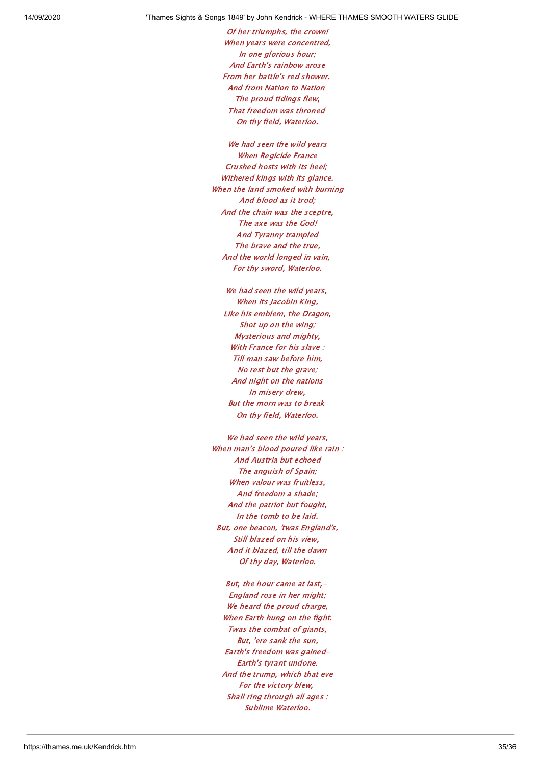*Of her triumphs, the crown!*
*When years were concentred,*
*In one glorious hour;*
*And Earth's rainbow arose*
*From her battle's red shower.*
*And from Nation to Nation*
*The proud tidings flew,*
*That freedom was throned*
*On thy field, Waterloo.*

*We had seen the wild years*
*When Regicide France*
*Crushed hosts with its heel;*
*Withered kings with its glance.*
*When the land smoked with burning*
*And blood as it trod;*
*And the chain was the sceptre,*
*The axe was the God!*
*And Tyranny trampled*
*The brave and the true,*
*And the world longed in vain,*
*For thy sword, Waterloo.*

*We had seen the wild years,*
*When its Jacobin King,*
*Like his emblem, the Dragon,*
*Shot up on the wing;*
*Mysterious and mighty,*
*With France for his slave :*
*Till man saw before him,*
*No rest but the grave;*
*And night on the nations*
*In misery drew,*
*But the morn was to break*
*On thy field, Waterloo.*

*We had seen the wild years,*
*When man's blood poured like rain :*
*And Austria but echoed*
*The anguish of Spain;*
*When valour was fruitless,*
*And freedom a shade;*
*And the patriot but fought,*
*In the tomb to be laid.*
*But, one beacon, 'twas England's,*
*Still blazed on his view,*
*And it blazed, till the dawn*
*Of thy day, Waterloo.*

*But, the hour came at last,-*
*England rose in her might;*
*We heard the proud charge,*
*When Earth hung on the fight.*
*Twas the combat of giants,*
*But, 'ere sank the sun,*
*Earth's freedom was gained-*
*Earth's tyrant undone.*
*And the trump, which that eve*
*For the victory blew,*
*Shall ring through all ages :*
*Sublime Waterloo.*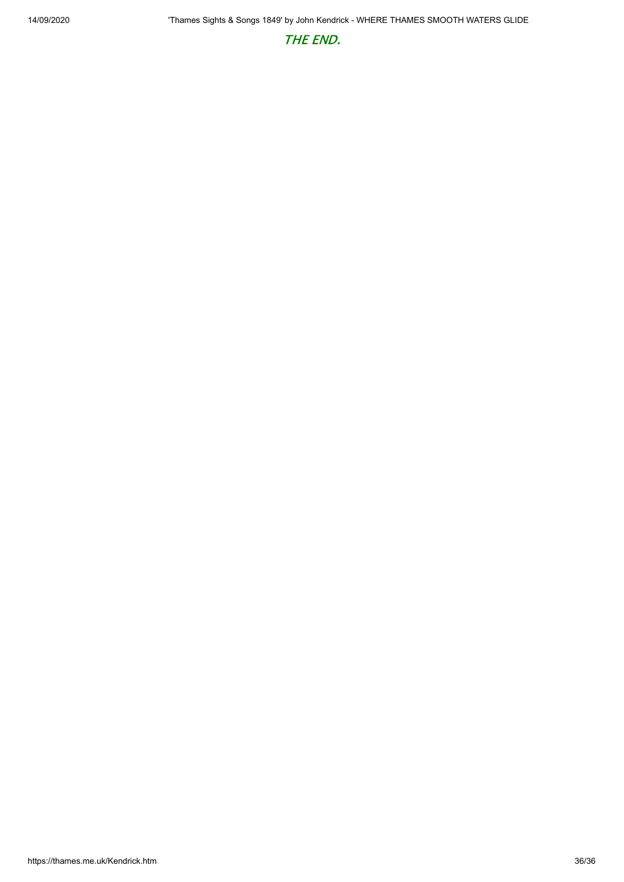***THE END.***